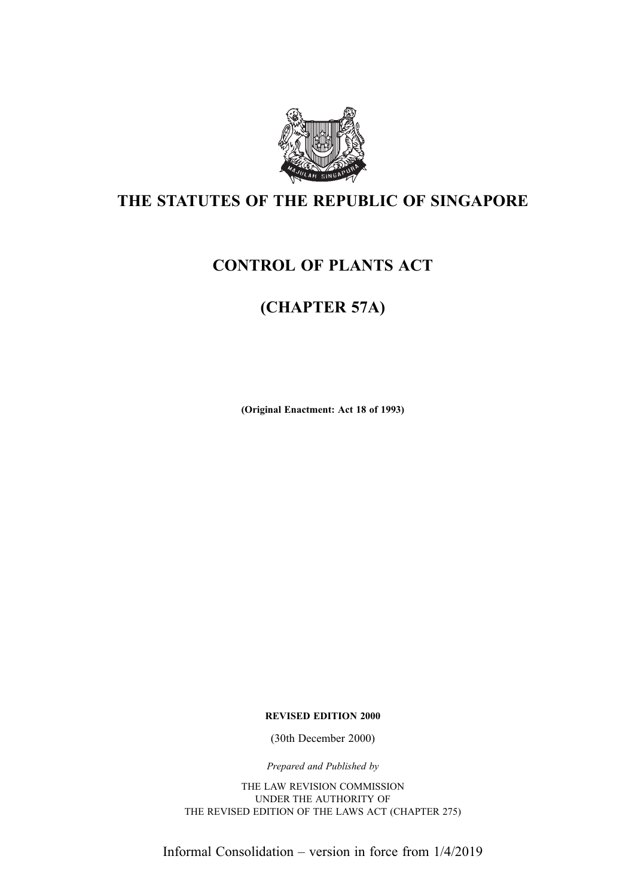# THE STATUTES OF THE REPUBLIC OF SINGAPORE

## CONTROL OF PLANTS ACT

## (CHAPTER 57A)

**(Original Enactment: Act 18 of 1993)**

**REVISED EDITION 2000**

(30th December 2000)

*Prepared and Published by*

THE LAW REVISION COMMISSION
UNDER THE AUTHORITY OF
THE REVISED EDITION OF THE LAWS ACT (CHAPTER 275)

Informal Consolidation – version in force from 1/4/2019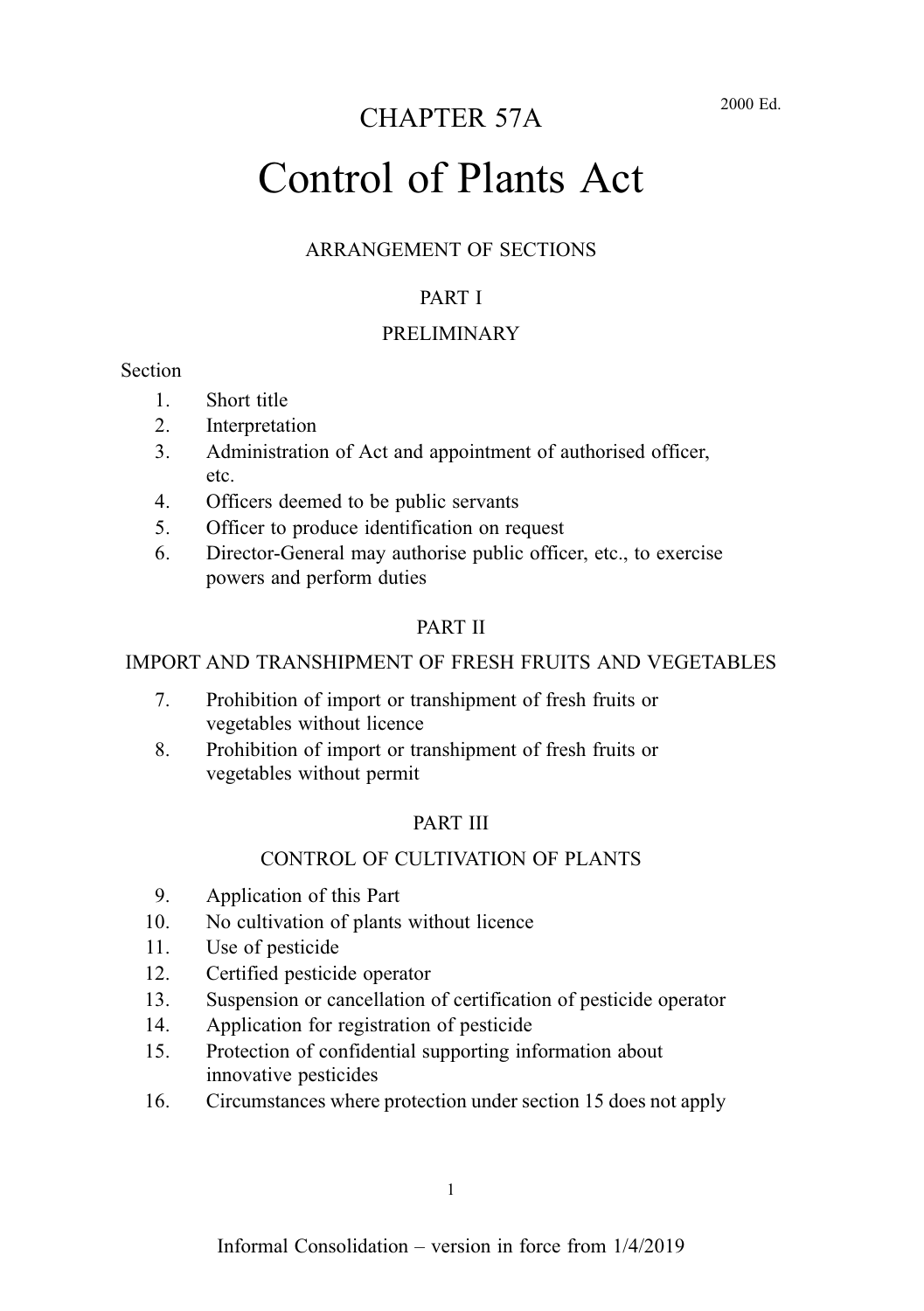# CHAPTER 57A

# Control of Plants Act

ARRANGEMENT OF SECTIONS

## PART I

## PRELIMINARY

Section

1. Short title
2. Interpretation
3. Administration of Act and appointment of authorised officer, etc.
4. Officers deemed to be public servants
5. Officer to produce identification on request
6. Director-General may authorise public officer, etc., to exercise powers and perform duties

## PART II

## IMPORT AND TRANSHIPMENT OF FRESH FRUITS AND VEGETABLES

7. Prohibition of import or transhipment of fresh fruits or vegetables without licence
8. Prohibition of import or transhipment of fresh fruits or vegetables without permit

## PART III

## CONTROL OF CULTIVATION OF PLANTS

9. Application of this Part
10. No cultivation of plants without licence
11. Use of pesticide
12. Certified pesticide operator
13. Suspension or cancellation of certification of pesticide operator
14. Application for registration of pesticide
15. Protection of confidential supporting information about innovative pesticides
16. Circumstances where protection under section 15 does not apply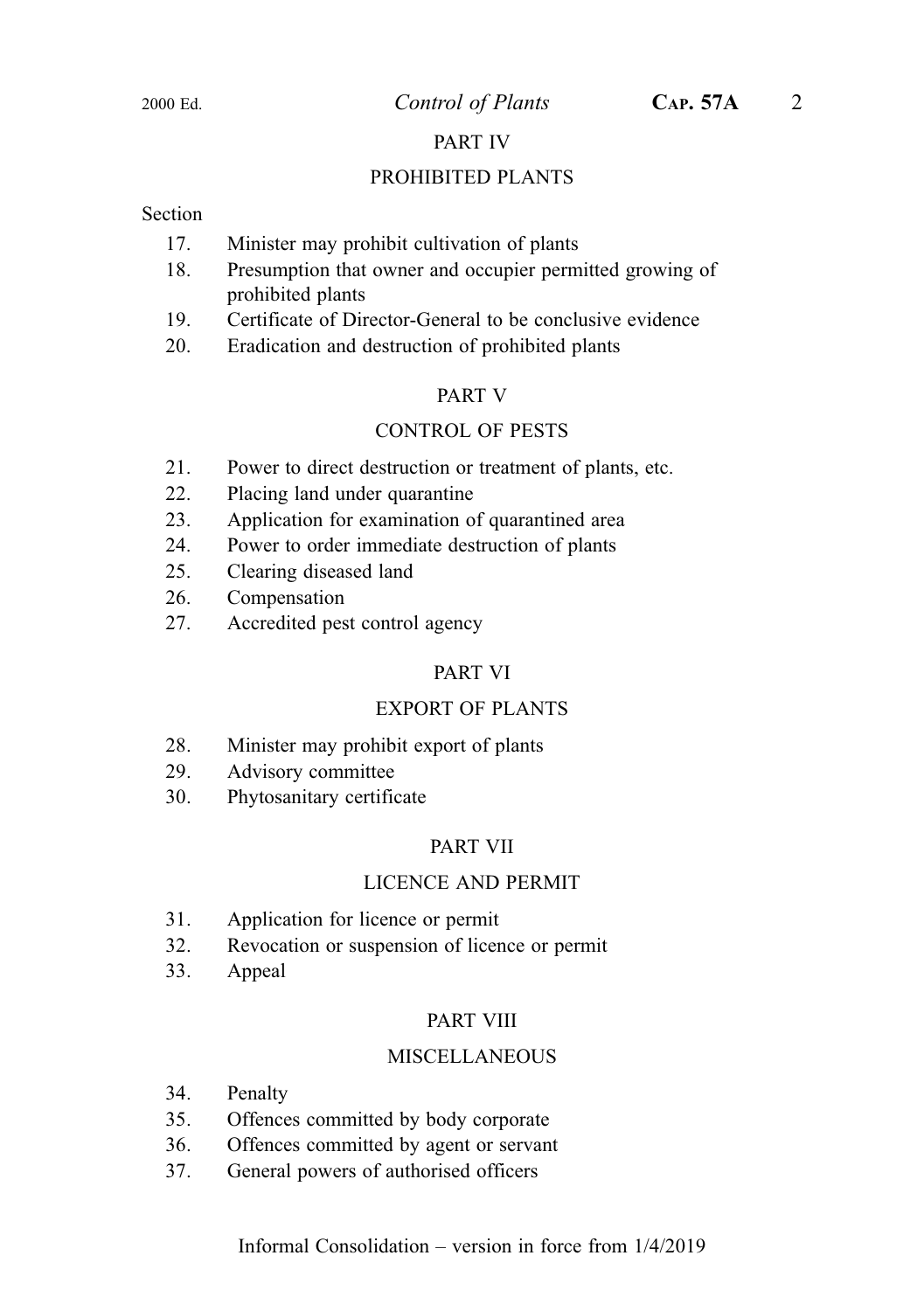## PART IV

## PROHIBITED PLANTS

Section

17. Minister may prohibit cultivation of plants
18. Presumption that owner and occupier permitted growing of prohibited plants
19. Certificate of Director-General to be conclusive evidence
20. Eradication and destruction of prohibited plants

## PART V

## CONTROL OF PESTS

21. Power to direct destruction or treatment of plants, etc.
22. Placing land under quarantine
23. Application for examination of quarantined area
24. Power to order immediate destruction of plants
25. Clearing diseased land
26. Compensation
27. Accredited pest control agency

## PART VI

## EXPORT OF PLANTS

28. Minister may prohibit export of plants
29. Advisory committee
30. Phytosanitary certificate

## PART VII

## LICENCE AND PERMIT

31. Application for licence or permit
32. Revocation or suspension of licence or permit
33. Appeal

## PART VIII

## MISCELLANEOUS

34. Penalty
35. Offences committed by body corporate
36. Offences committed by agent or servant
37. General powers of authorised officers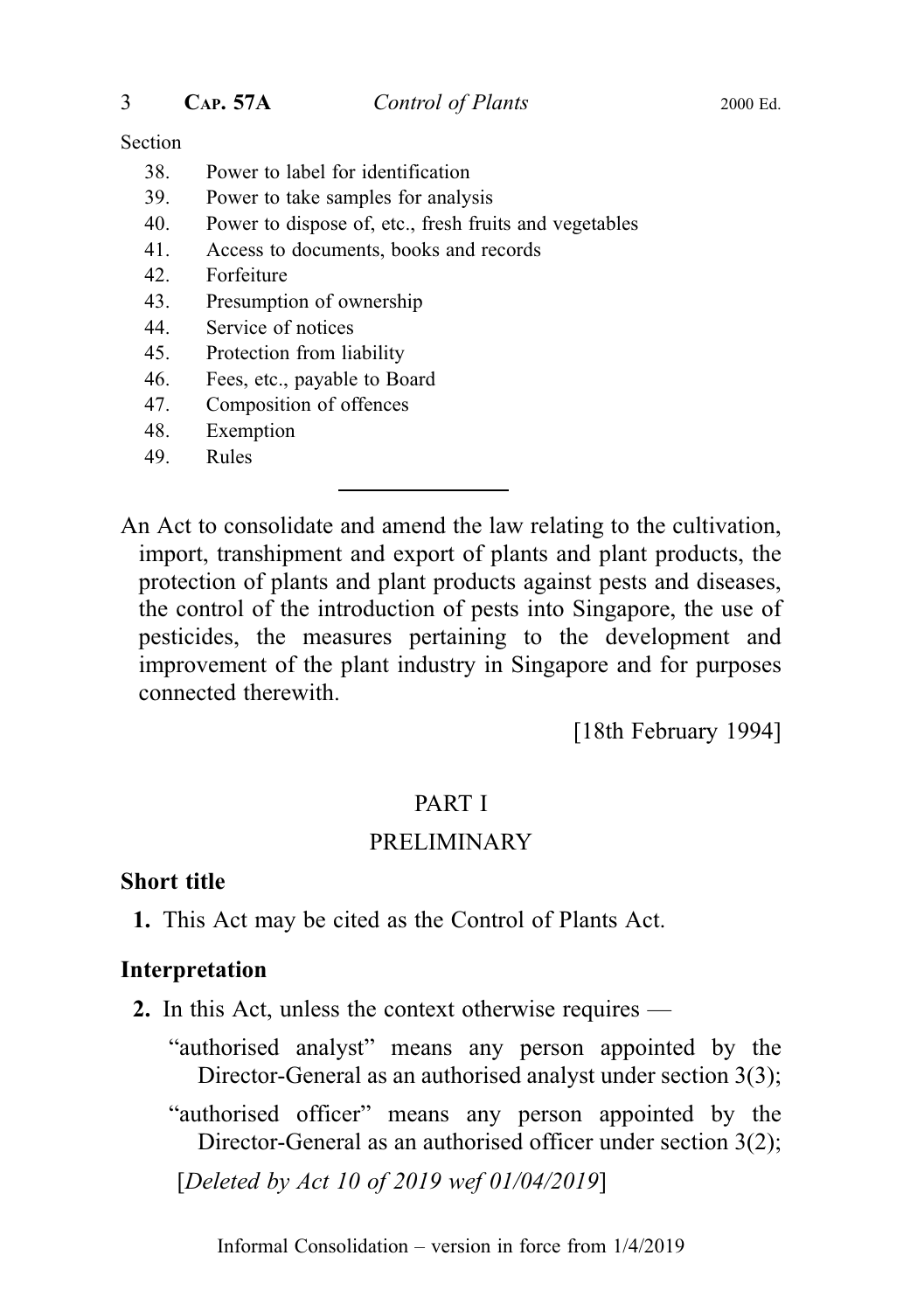Section

38. Power to label for identification
39. Power to take samples for analysis
40. Power to dispose of, etc., fresh fruits and vegetables
41. Access to documents, books and records
42. Forfeiture
43. Presumption of ownership
44. Service of notices
45. Protection from liability
46. Fees, etc., payable to Board
47. Composition of offences
48. Exemption
49. Rules

---

An Act to consolidate and amend the law relating to the cultivation, import, transhipment and export of plants and plant products, the protection of plants and plant products against pests and diseases, the control of the introduction of pests into Singapore, the use of pesticides, the measures pertaining to the development and improvement of the plant industry in Singapore and for purposes connected therewith.

[18th February 1994]

## PART I

## PRELIMINARY

### Short title

**1.** This Act may be cited as the Control of Plants Act.

### Interpretation

**2.** In this Act, unless the context otherwise requires —

"authorised analyst" means any person appointed by the Director-General as an authorised analyst under section 3(3);

"authorised officer" means any person appointed by the Director-General as an authorised officer under section 3(2);

[*Deleted by Act 10 of 2019 wef 01/04/2019*]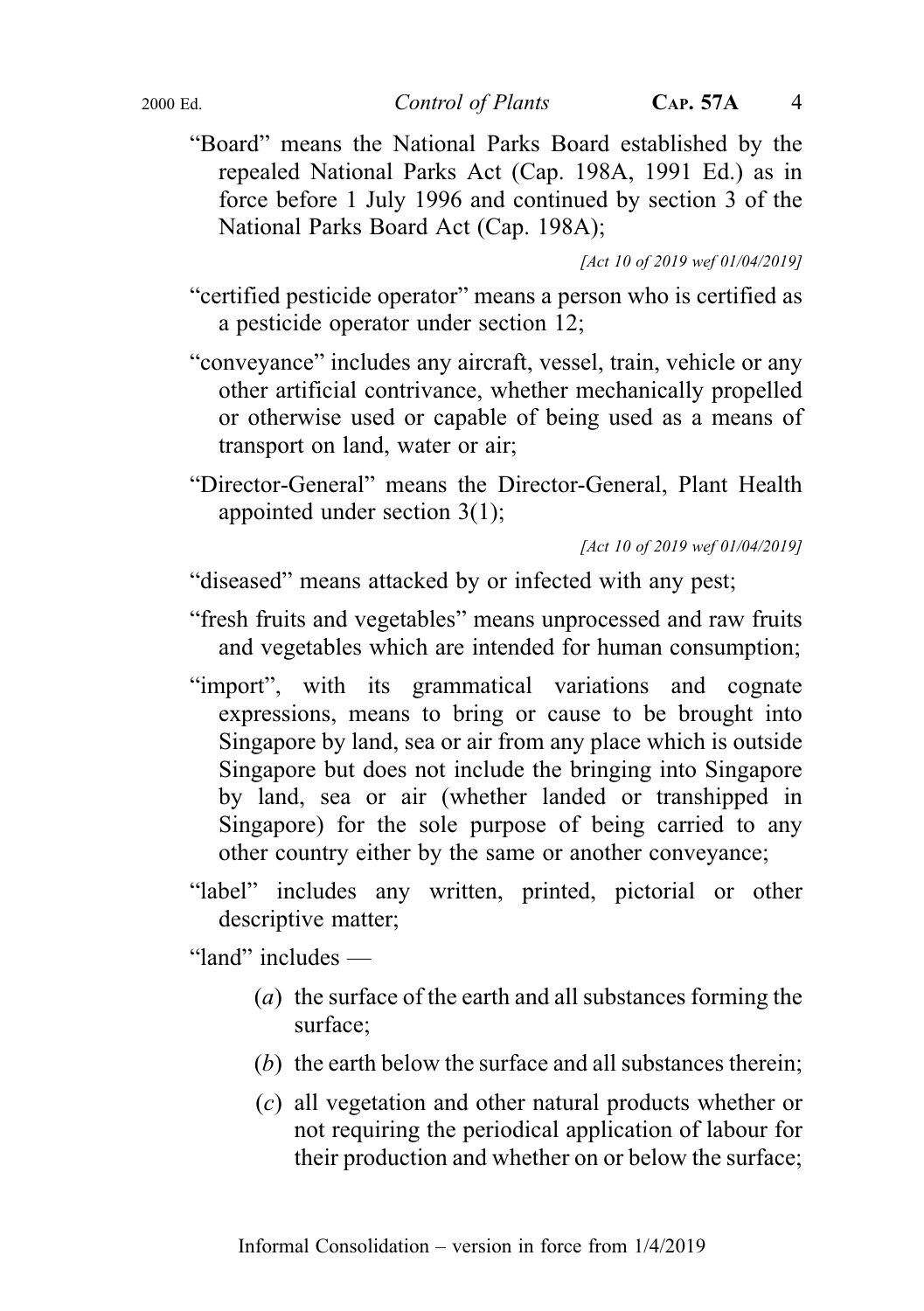"Board" means the National Parks Board established by the repealed National Parks Act (Cap. 198A, 1991 Ed.) as in force before 1 July 1996 and continued by section 3 of the National Parks Board Act (Cap. 198A);

*[Act 10 of 2019 wef 01/04/2019]*

"certified pesticide operator" means a person who is certified as a pesticide operator under section 12;

"conveyance" includes any aircraft, vessel, train, vehicle or any other artificial contrivance, whether mechanically propelled or otherwise used or capable of being used as a means of transport on land, water or air;

"Director-General" means the Director-General, Plant Health appointed under section 3(1);

*[Act 10 of 2019 wef 01/04/2019]*

"diseased" means attacked by or infected with any pest;

"fresh fruits and vegetables" means unprocessed and raw fruits and vegetables which are intended for human consumption;

"import", with its grammatical variations and cognate expressions, means to bring or cause to be brought into Singapore by land, sea or air from any place which is outside Singapore but does not include the bringing into Singapore by land, sea or air (whether landed or transhipped in Singapore) for the sole purpose of being carried to any other country either by the same or another conveyance;

"label" includes any written, printed, pictorial or other descriptive matter;

"land" includes —

- (*a*) the surface of the earth and all substances forming the surface;
- (*b*) the earth below the surface and all substances therein;
- (*c*) all vegetation and other natural products whether or not requiring the periodical application of labour for their production and whether on or below the surface;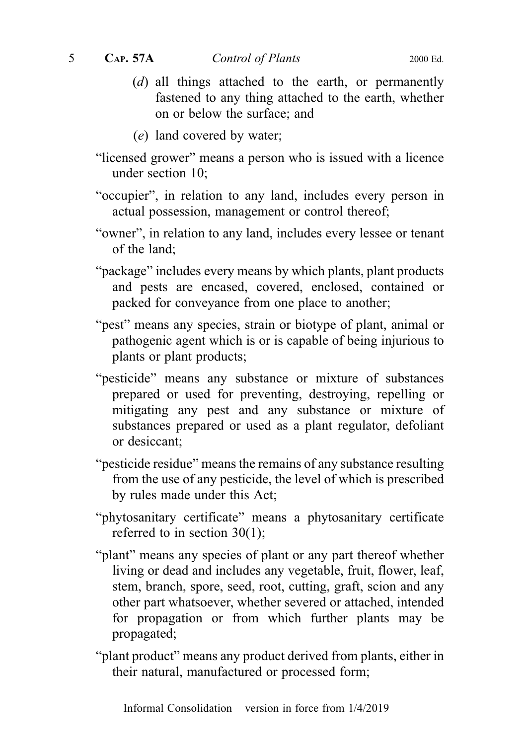(*d*) all things attached to the earth, or permanently fastened to any thing attached to the earth, whether on or below the surface; and

(*e*) land covered by water;

"licensed grower" means a person who is issued with a licence under section 10;

"occupier", in relation to any land, includes every person in actual possession, management or control thereof;

"owner", in relation to any land, includes every lessee or tenant of the land;

"package" includes every means by which plants, plant products and pests are encased, covered, enclosed, contained or packed for conveyance from one place to another;

"pest" means any species, strain or biotype of plant, animal or pathogenic agent which is or is capable of being injurious to plants or plant products;

"pesticide" means any substance or mixture of substances prepared or used for preventing, destroying, repelling or mitigating any pest and any substance or mixture of substances prepared or used as a plant regulator, defoliant or desiccant;

"pesticide residue" means the remains of any substance resulting from the use of any pesticide, the level of which is prescribed by rules made under this Act;

"phytosanitary certificate" means a phytosanitary certificate referred to in section 30(1);

"plant" means any species of plant or any part thereof whether living or dead and includes any vegetable, fruit, flower, leaf, stem, branch, spore, seed, root, cutting, graft, scion and any other part whatsoever, whether severed or attached, intended for propagation or from which further plants may be propagated;

"plant product" means any product derived from plants, either in their natural, manufactured or processed form;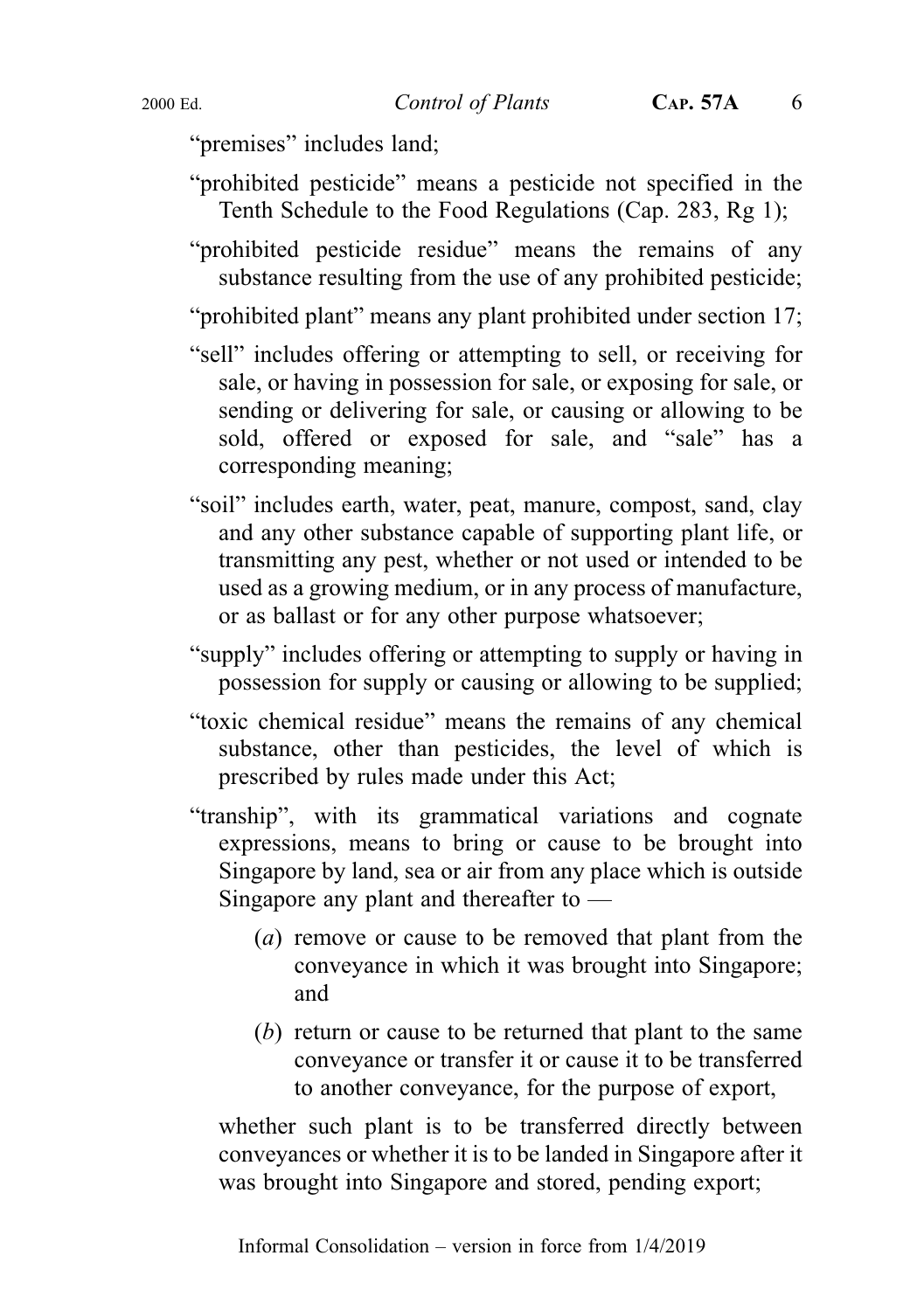"premises" includes land;

"prohibited pesticide" means a pesticide not specified in the Tenth Schedule to the Food Regulations (Cap. 283, Rg 1);

"prohibited pesticide residue" means the remains of any substance resulting from the use of any prohibited pesticide;

"prohibited plant" means any plant prohibited under section 17;

"sell" includes offering or attempting to sell, or receiving for sale, or having in possession for sale, or exposing for sale, or sending or delivering for sale, or causing or allowing to be sold, offered or exposed for sale, and "sale" has a corresponding meaning;

"soil" includes earth, water, peat, manure, compost, sand, clay and any other substance capable of supporting plant life, or transmitting any pest, whether or not used or intended to be used as a growing medium, or in any process of manufacture, or as ballast or for any other purpose whatsoever;

"supply" includes offering or attempting to supply or having in possession for supply or causing or allowing to be supplied;

"toxic chemical residue" means the remains of any chemical substance, other than pesticides, the level of which is prescribed by rules made under this Act;

"tranship", with its grammatical variations and cognate expressions, means to bring or cause to be brought into Singapore by land, sea or air from any place which is outside Singapore any plant and thereafter to —

(*a*) remove or cause to be removed that plant from the conveyance in which it was brought into Singapore; and

(*b*) return or cause to be returned that plant to the same conveyance or transfer it or cause it to be transferred to another conveyance, for the purpose of export,

whether such plant is to be transferred directly between conveyances or whether it is to be landed in Singapore after it was brought into Singapore and stored, pending export;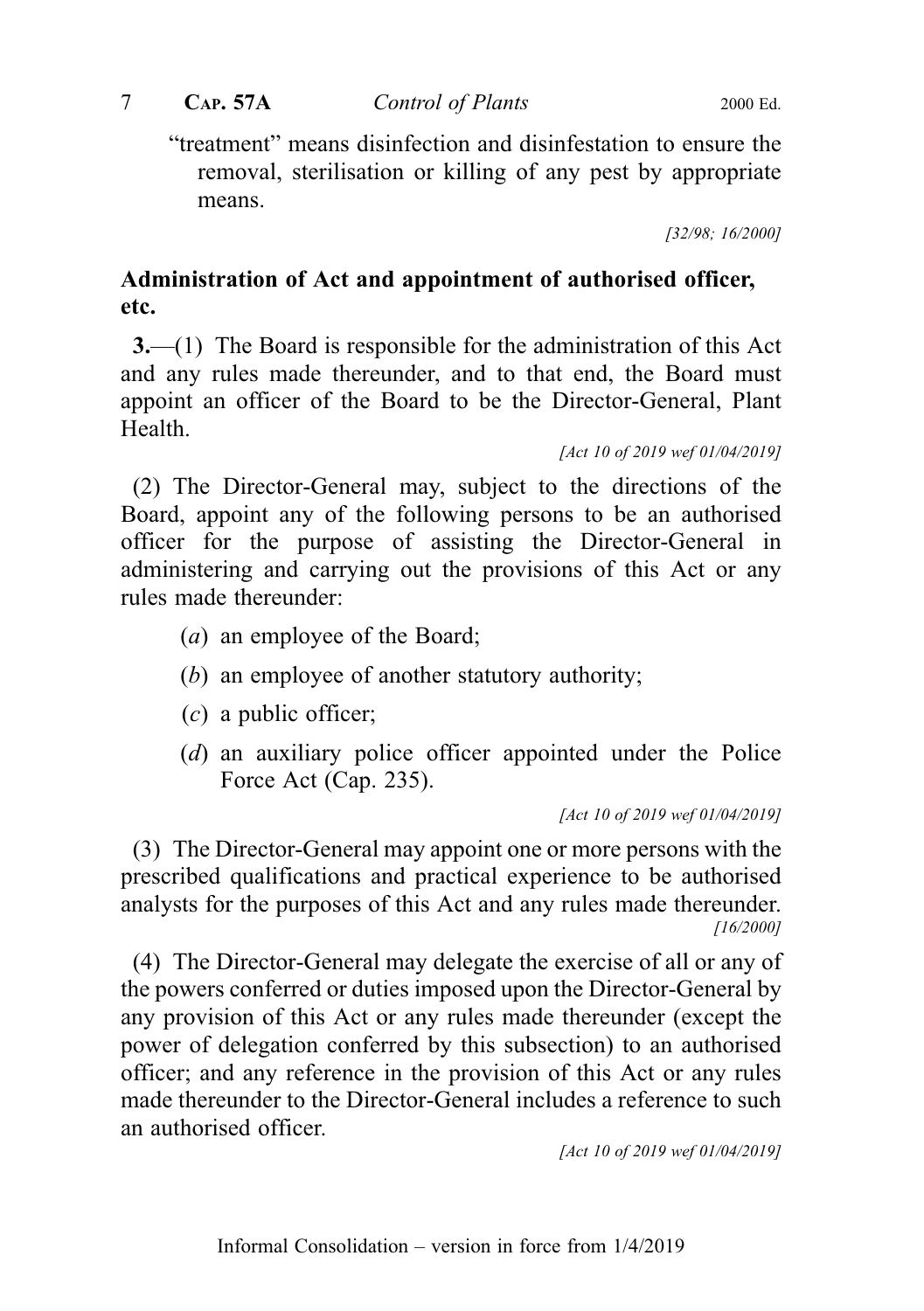"treatment" means disinfection and disinfestation to ensure the removal, sterilisation or killing of any pest by appropriate means.

[32/98; 16/2000]

**Administration of Act and appointment of authorised officer, etc.**

**3.**—(1) The Board is responsible for the administration of this Act and any rules made thereunder, and to that end, the Board must appoint an officer of the Board to be the Director-General, Plant Health.

[Act 10 of 2019 wef 01/04/2019]

(2) The Director-General may, subject to the directions of the Board, appoint any of the following persons to be an authorised officer for the purpose of assisting the Director-General in administering and carrying out the provisions of this Act or any rules made thereunder:

(*a*) an employee of the Board;

(*b*) an employee of another statutory authority;

(*c*) a public officer;

(*d*) an auxiliary police officer appointed under the Police Force Act (Cap. 235).

[Act 10 of 2019 wef 01/04/2019]

(3) The Director-General may appoint one or more persons with the prescribed qualifications and practical experience to be authorised analysts for the purposes of this Act and any rules made thereunder.

[16/2000]

(4) The Director-General may delegate the exercise of all or any of the powers conferred or duties imposed upon the Director-General by any provision of this Act or any rules made thereunder (except the power of delegation conferred by this subsection) to an authorised officer; and any reference in the provision of this Act or any rules made thereunder to the Director-General includes a reference to such an authorised officer.

[Act 10 of 2019 wef 01/04/2019]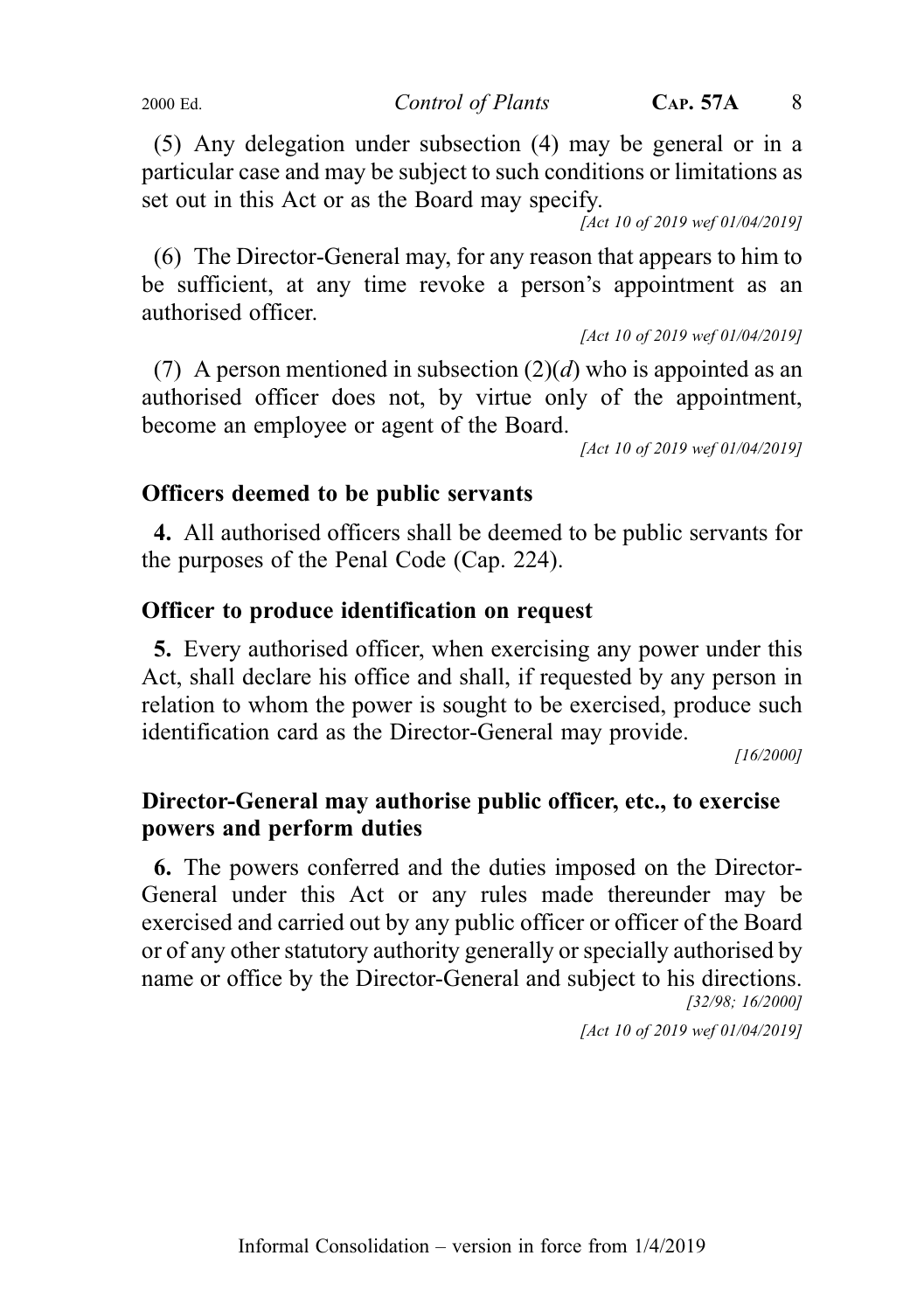(5) Any delegation under subsection (4) may be general or in a particular case and may be subject to such conditions or limitations as set out in this Act or as the Board may specify.

*[Act 10 of 2019 wef 01/04/2019]*

(6) The Director-General may, for any reason that appears to him to be sufficient, at any time revoke a person's appointment as an authorised officer.

*[Act 10 of 2019 wef 01/04/2019]*

(7) A person mentioned in subsection (2)(*d*) who is appointed as an authorised officer does not, by virtue only of the appointment, become an employee or agent of the Board.

*[Act 10 of 2019 wef 01/04/2019]*

### Officers deemed to be public servants

**4.** All authorised officers shall be deemed to be public servants for the purposes of the Penal Code (Cap. 224).

### Officer to produce identification on request

**5.** Every authorised officer, when exercising any power under this Act, shall declare his office and shall, if requested by any person in relation to whom the power is sought to be exercised, produce such identification card as the Director-General may provide.

*[16/2000]*

### Director-General may authorise public officer, etc., to exercise powers and perform duties

**6.** The powers conferred and the duties imposed on the Director-General under this Act or any rules made thereunder may be exercised and carried out by any public officer or officer of the Board or of any other statutory authority generally or specially authorised by name or office by the Director-General and subject to his directions.

*[32/98; 16/2000]*

*[Act 10 of 2019 wef 01/04/2019]*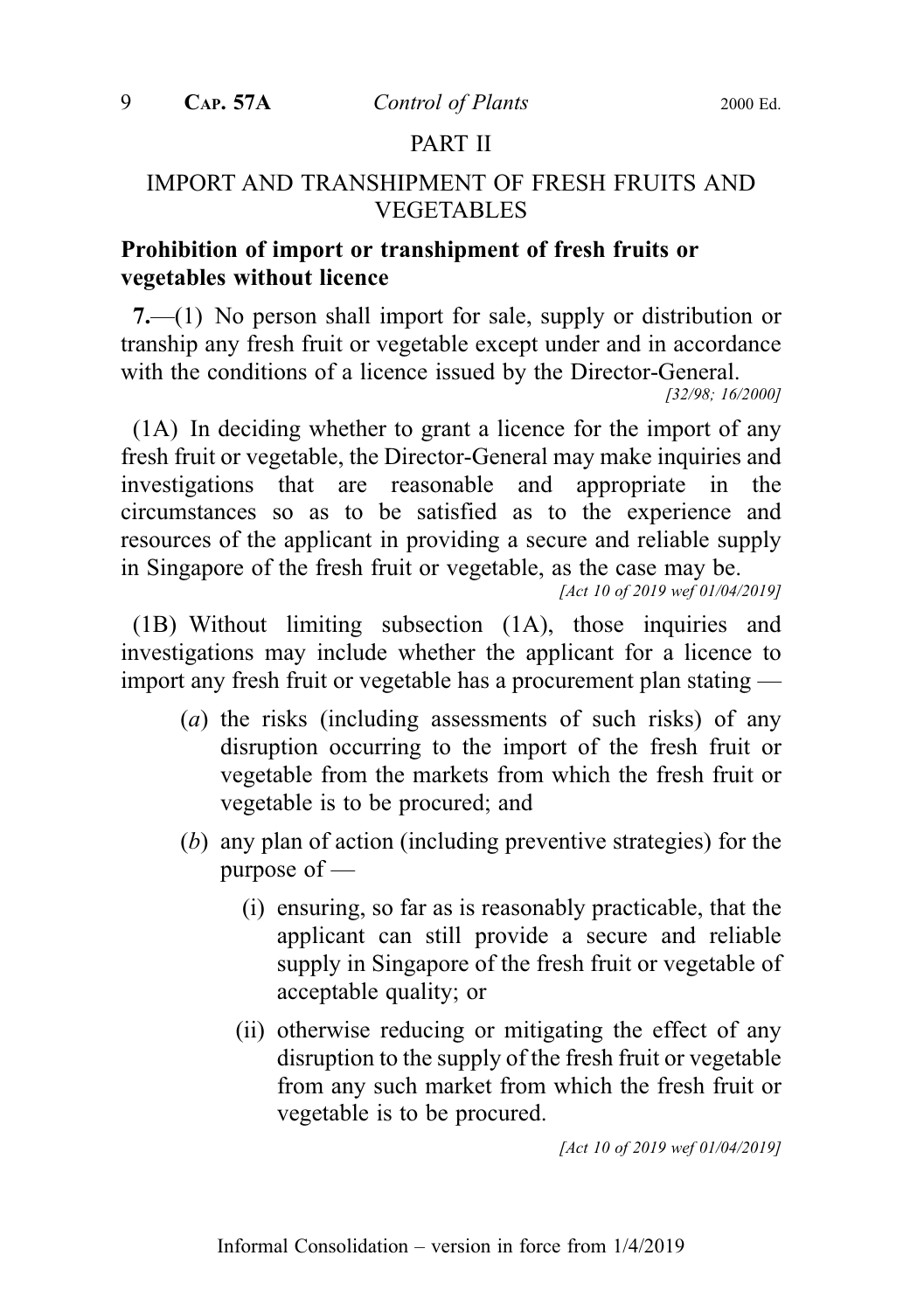## PART II

## IMPORT AND TRANSHIPMENT OF FRESH FRUITS AND VEGETABLES

### Prohibition of import or transhipment of fresh fruits or vegetables without licence

**7.**—(1) No person shall import for sale, supply or distribution or tranship any fresh fruit or vegetable except under and in accordance with the conditions of a licence issued the Director-General.

*[32/98; 16/2000]*

(1A) In deciding whether to grant a licence for the import of any fresh fruit or vegetable, the Director-General may make inquiries and investigations that are reasonable and appropriate in the circumstances so as to be satisfied as to the experience and resources of the applicant in providing a secure and reliable supply in Singapore of the fresh fruit or vegetable, as the case may be.

*[Act 10 of 2019 wef 01/04/2019]*

(1B) Without limiting subsection (1A), those inquiries and investigations may include whether the applicant for a licence to import any fresh fruit or vegetable has a procurement plan stating —

- (*a*) the risks (including assessments of such risks) of any disruption occurring to the import of the fresh fruit or vegetable from the markets from which the fresh fruit or vegetable is to be procured; and
- (*b*) any plan of action (including preventive strategies) for the purpose of —
  - (i) ensuring, so far as is reasonably practicable, that the applicant can still provide a secure and reliable supply in Singapore of the fresh fruit or vegetable of acceptable quality; or
  - (ii) otherwise reducing or mitigating the effect of any disruption to the supply of the fresh fruit or vegetable from any such market from which the fresh fruit or vegetable is to be procured.

*[Act 10 of 2019 wef 01/04/2019]*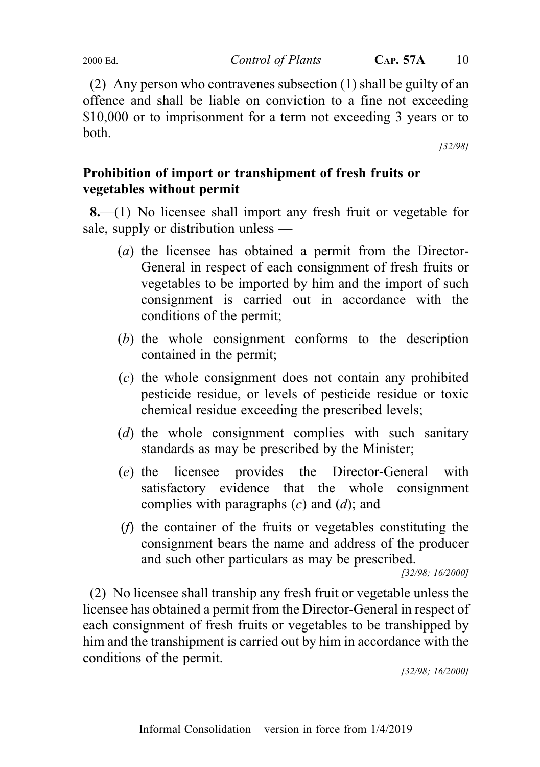(2) Any person who contravenes subsection (1) shall be guilty of an offence and shall be liable on conviction to a fine not exceeding $10,000 or to imprisonment for a term not exceeding 3 years or to both.

[32/98]

**Prohibition of import or transhipment of fresh fruits or vegetables without permit**

**8.**—(1) No licensee shall import any fresh fruit or vegetable for sale, supply or distribution unless —

(*a*) the licensee has obtained a permit from the Director-General in respect of each consignment of fresh fruits or vegetables to be imported by him and the import of such consignment is carried out in accordance with the conditions of the permit;

(*b*) the whole consignment conforms to the description contained in the permit;

(*c*) the whole consignment does not contain any prohibited pesticide residue, or levels of pesticide residue or toxic chemical residue exceeding the prescribed levels;

(*d*) the whole consignment complies with such sanitary standards as may be prescribed by the Minister;

(*e*) the licensee provides the Director-General with satisfactory evidence that the whole consignment complies with paragraphs (*c*) and (*d*); and

(*f*) the container of the fruits or vegetables constituting the consignment bears the name and address of the producer and such other particulars as may be prescribed.

[32/98; 16/2000]

(2) No licensee shall tranship any fresh fruit or vegetable unless the licensee has obtained a permit from the Director-General in respect of each consignment of fresh fruits or vegetables to be transhipped by him and the transhipment is carried out by him in accordance with the conditions of the permit.

[32/98; 16/2000]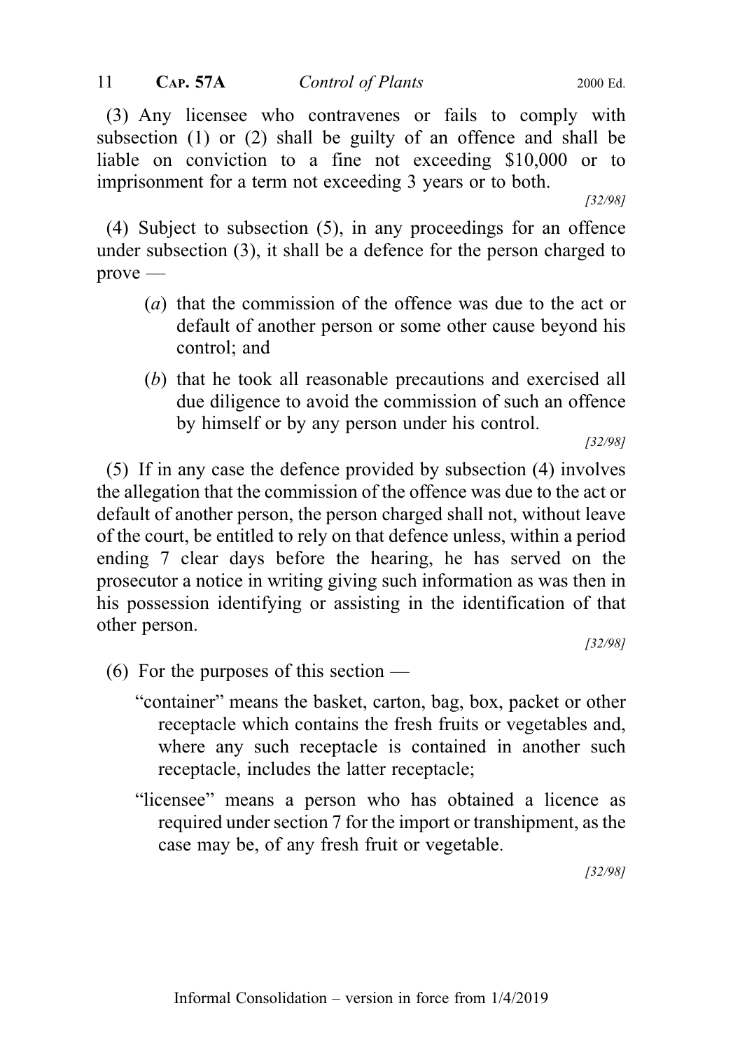(3) Any licensee who contravenes or fails to comply with subsection (1) or (2) shall be guilty of an offence and shall be liable on conviction to a fine not exceeding $10,000 or to imprisonment for a term not exceeding 3 years or to both.

[32/98]

(4) Subject to subsection (5), in any proceedings for an offence under subsection (3), it shall be a defence for the person charged to prove —

(*a*) that the commission of the offence was due to the act or default of another person or some other cause beyond his control; and

(*b*) that he took all reasonable precautions and exercised all due diligence to avoid the commission of such an offence by himself or by any person under his control.

[32/98]

(5) If in any case the defence provided by subsection (4) involves the allegation that the commission of the offence was due to the act or default of another person, the person charged shall not, without leave of the court, be entitled to rely on that defence unless, within a period ending 7 clear days before the hearing, he has served on the prosecutor a notice in writing giving such information as was then in his possession identifying or assisting in the identification of that other person.

[32/98]

(6) For the purposes of this section —

"container" means the basket, carton, bag, box, packet or other receptacle which contains the fresh fruits or vegetables and, where any such receptacle is contained in another such receptacle, includes the latter receptacle;

"licensee" means a person who has obtained a licence as required under section 7 for the import or transhipment, as the case may be, of any fresh fruit or vegetable.

[32/98]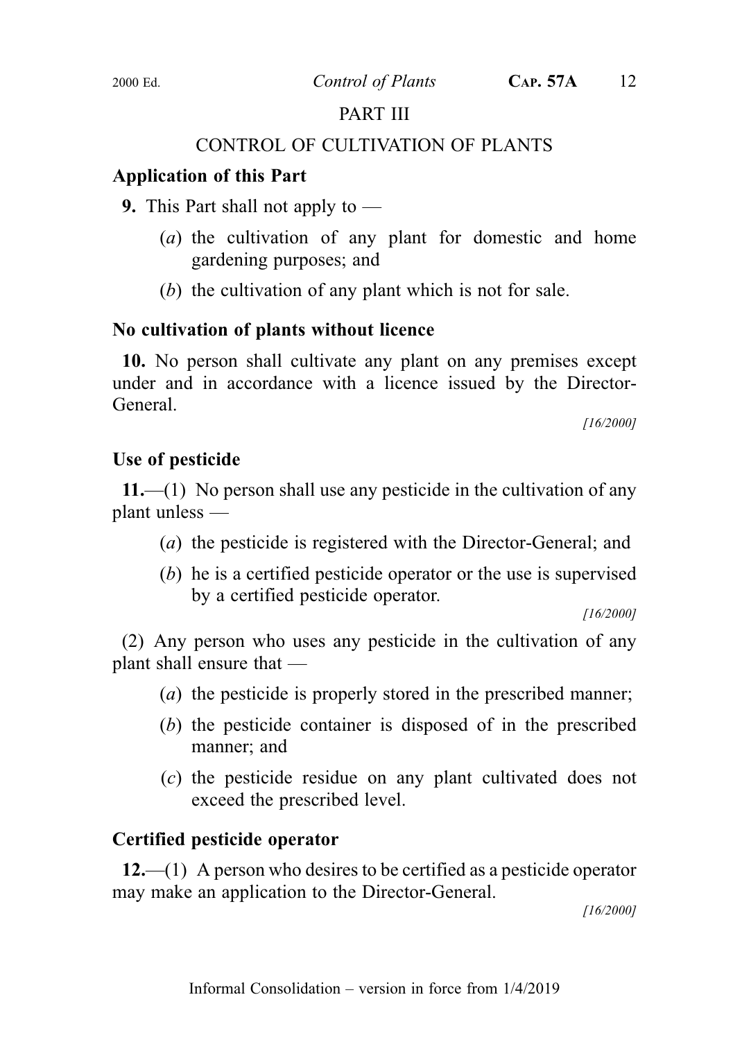## PART III

## CONTROL OF CULTIVATION OF PLANTS

### Application of this Part

**9.** This Part shall not apply to —

(*a*) the cultivation of any plant for domestic and home gardening purposes; and

(*b*) the cultivation of any plant which is not for sale.

### No cultivation of plants without licence

**10.** No person shall cultivate any plant on any premises except under and in accordance with a licence issued by the Director-General.

*[16/2000]*

### Use of pesticide

**11.**—(1) No person shall use any pesticide in the cultivation of any plant unless —

(*a*) the pesticide is registered with the Director-General; and

(*b*) he is a certified pesticide operator or the use is supervised by a certified pesticide operator.

*[16/2000]*

(2) Any person who uses any pesticide in the cultivation of any plant shall ensure that —

(*a*) the pesticide is properly stored in the prescribed manner;

(*b*) the pesticide container is disposed of in the prescribed manner; and

(*c*) the pesticide residue on any plant cultivated does not exceed the prescribed level.

### Certified pesticide operator

**12.**—(1) A person who desires to be certified as a pesticide operator may make an application to the Director-General.

*[16/2000]*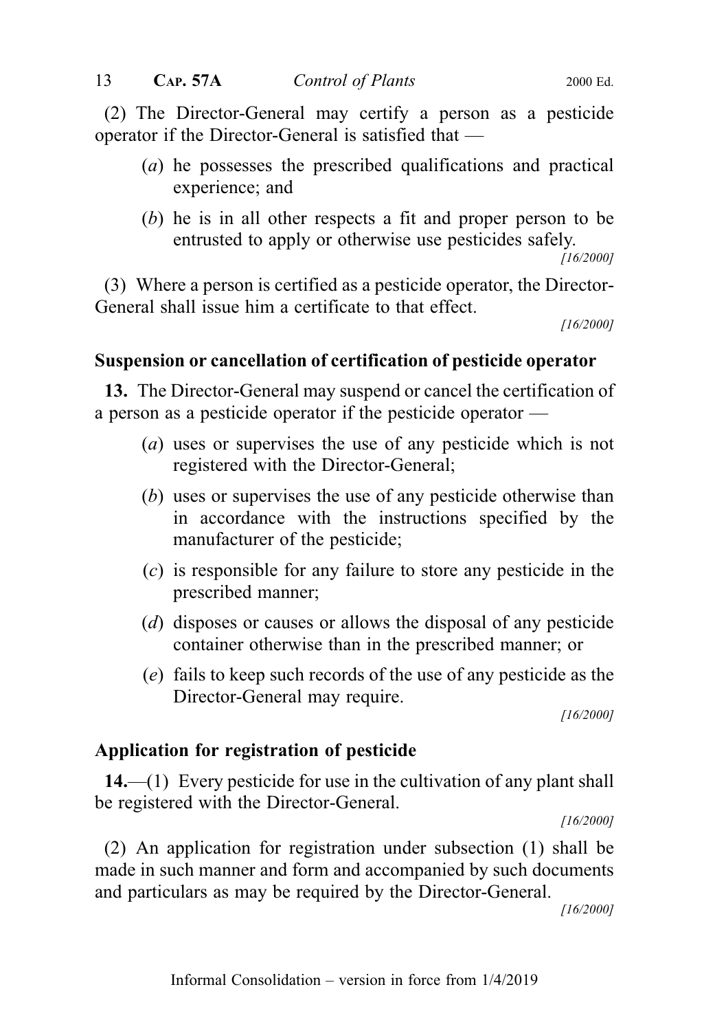(2) The Director-General may certify a person as a pesticide operator if the Director-General is satisfied that —

(*a*) he possesses the prescribed qualifications and practical experience; and

(*b*) he is in all other respects a fit and proper person to be entrusted to apply or otherwise use pesticides safely.

*[16/2000]*

(3) Where a person is certified as a pesticide operator, the Director-General shall issue him a certificate to that effect.

*[16/2000]*

### Suspension or cancellation of certification of pesticide operator

**13.** The Director-General may suspend or cancel the certification of a person as a pesticide operator if the pesticide operator —

(*a*) uses or supervises the use of any pesticide which is not registered with the Director-General;

(*b*) uses or supervises the use of any pesticide otherwise than in accordance with the instructions specified by the manufacturer of the pesticide;

(*c*) is responsible for any failure to store any pesticide in the prescribed manner;

(*d*) disposes or causes or allows the disposal of any pesticide container otherwise than in the prescribed manner; or

(*e*) fails to keep such records of the use of any pesticide as the Director-General may require.

*[16/2000]*

### Application for registration of pesticide

**14.**—(1) Every pesticide for use in the cultivation of any plant shall be registered with the Director-General.

*[16/2000]*

(2) An application for registration under subsection (1) shall be made in such manner and form and accompanied by such documents and particulars as may be required by the Director-General.

*[16/2000]*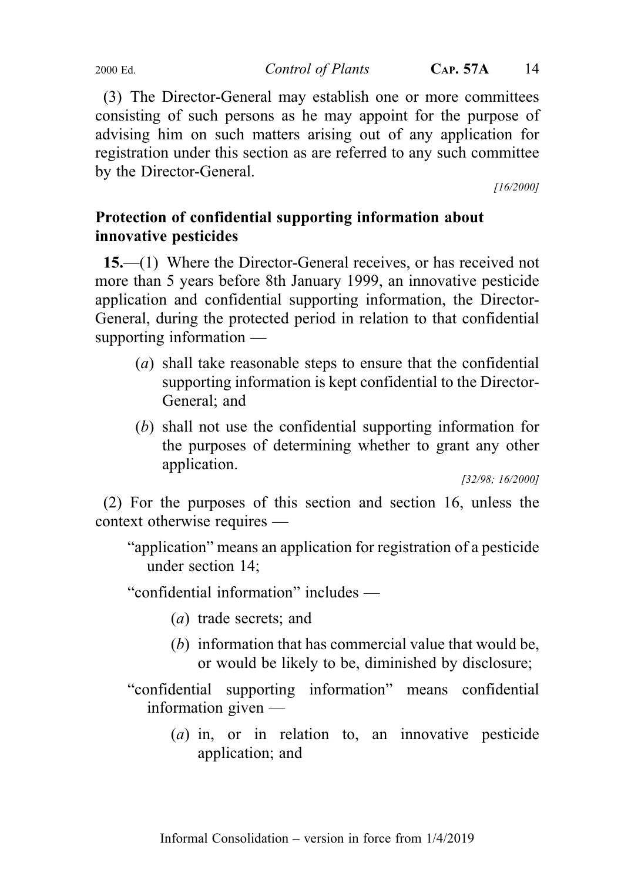(3) The Director-General may establish one or more committees consisting of such persons as he may appoint for the purpose of advising him on such matters arising out of any application for registration under this section as are referred to any such committee by the Director-General.

[16/2000]

**Protection of confidential supporting information about innovative pesticides**

**15.**—(1) Where the Director-General receives, or has received not more than 5 years before 8th January 1999, an innovative pesticide application and confidential supporting information, the Director-General, during the protected period in relation to that confidential supporting information —

(*a*) shall take reasonable steps to ensure that the confidential supporting information is kept confidential to the Director-General; and

(*b*) shall not use the confidential supporting information for the purposes of determining whether to grant any other application.

[32/98; 16/2000]

(2) For the purposes of this section and section 16, unless the context otherwise requires —

"application" means an application for registration of a pesticide under section 14;

"confidential information" includes —

(*a*) trade secrets; and

(*b*) information that has commercial value that would be, or would be likely to be, diminished by disclosure;

"confidential supporting information" means confidential information given —

(*a*) in, or in relation to, an innovative pesticide application; and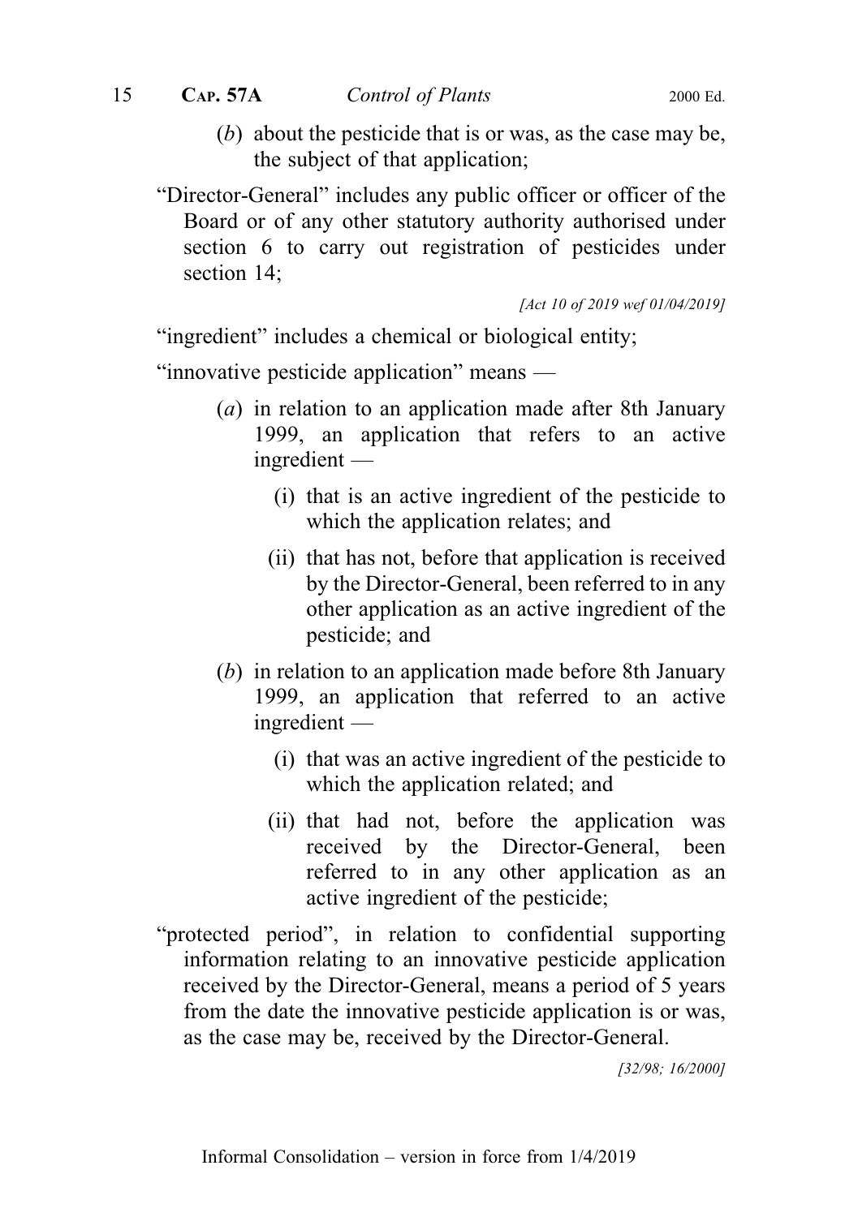(*b*) about the pesticide that is or was, as the case may be, the subject of that application;

"Director-General" includes any public officer or officer of the Board or of any other statutory authority authorised under section 6 to carry out registration of pesticides under section 14;

*[Act 10 of 2019 wef 01/04/2019]*

"ingredient" includes a chemical or biological entity;

"innovative pesticide application" means —

(*a*) in relation to an application made after 8th January 1999, an application that refers to an active ingredient —

(i) that is an active ingredient of the pesticide to which the application relates; and

(ii) that has not, before that application is received by the Director-General, been referred to in any other application as an active ingredient of the pesticide; and

(*b*) in relation to an application made before 8th January 1999, an application that referred to an active ingredient —

(i) that was an active ingredient of the pesticide to which the application related; and

(ii) that had not, before the application was received by the Director-General, been referred to in any other application as an active ingredient of the pesticide;

"protected period", in relation to confidential supporting information relating to an innovative pesticide application received by the Director-General, means a period of 5 years from the date the innovative pesticide application is or was, as the case may be, received by the Director-General.

*[32/98; 16/2000]*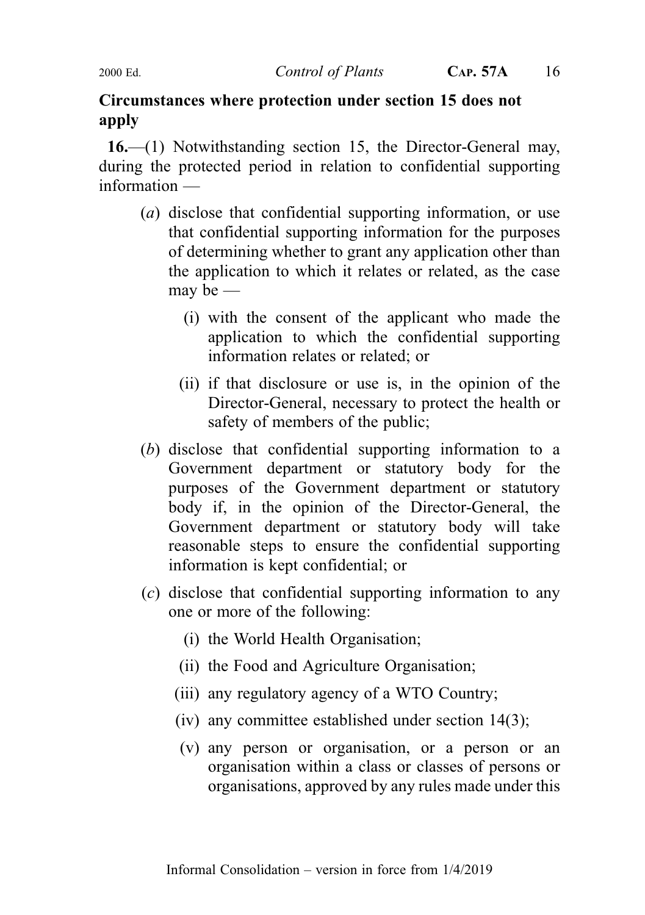## Circumstances where protection under section 15 does not apply

**16.**—(1) Notwithstanding section 15, the Director-General may, during the protected period in relation to confidential supporting information —

(*a*) disclose that confidential supporting information, or use that confidential supporting information for the purposes of determining whether to grant any application other than the application to which it relates or related, as the case may be —

(i) with the consent of the applicant who made the application to which the confidential supporting information relates or related; or

(ii) if that disclosure or use is, in the opinion of the Director-General, necessary to protect the health or safety of members of the public;

(*b*) disclose that confidential supporting information to a Government department or statutory body for the purposes of the Government department or statutory body if, in the opinion of the Director-General, the Government department or statutory body will take reasonable steps to ensure the confidential supporting information is kept confidential; or

(*c*) disclose that confidential supporting information to any one or more of the following:

(i) the World Health Organisation;

(ii) the Food and Agriculture Organisation;

(iii) any regulatory agency of a WTO Country;

(iv) any committee established under section 14(3);

(v) any person or organisation, or a person or an organisation within a class or classes of persons or organisations, approved by any rules made under this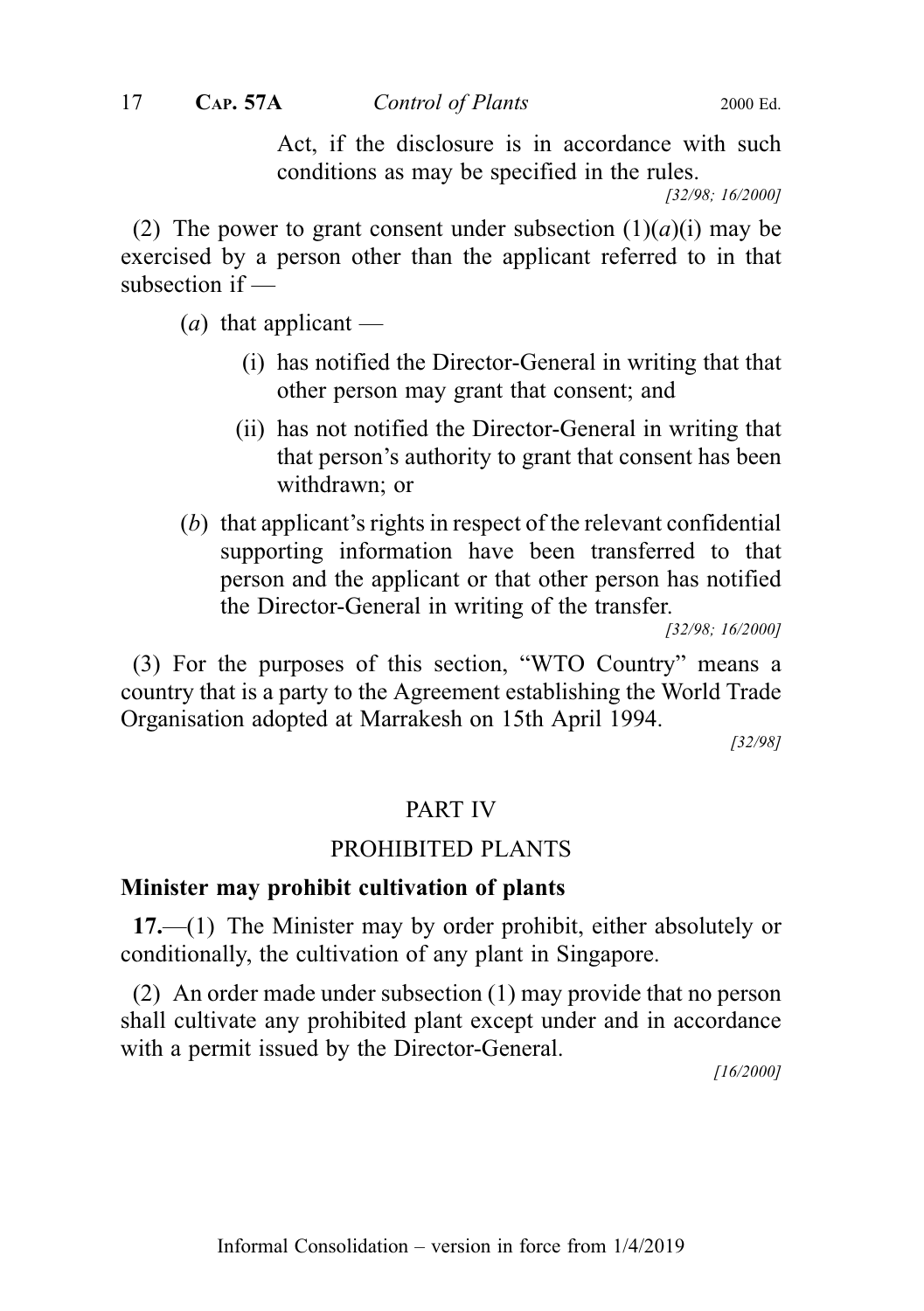Act, if the disclosure is in accordance with such conditions as may be specified in the rules.

[32/98; 16/2000]

(2) The power to grant consent under subsection (1)(*a*)(i) may be exercised by a person other than the applicant referred to in that subsection if —

(*a*) that applicant —

(i) has notified the Director-General in writing that that other person may grant that consent; and

(ii) has not notified the Director-General in writing that that person's authority to grant that consent has been withdrawn; or

(*b*) that applicant's rights in respect of the relevant confidential supporting information have been transferred to that person and the applicant or that other person has notified the Director-General in writing of the transfer.

[32/98; 16/2000]

(3) For the purposes of this section, "WTO Country" means a country that is a party to the Agreement establishing the World Trade Organisation adopted at Marrakesh on 15th April 1994.

[32/98]

## PART IV

## PROHIBITED PLANTS

### Minister may prohibit cultivation of plants

**17.**—(1) The Minister may by order prohibit, either absolutely or conditionally, the cultivation of any plant in Singapore.

(2) An order made under subsection (1) may provide that no person shall cultivate any prohibited plant except under and in accordance with a permit issued by the Director-General.

[16/2000]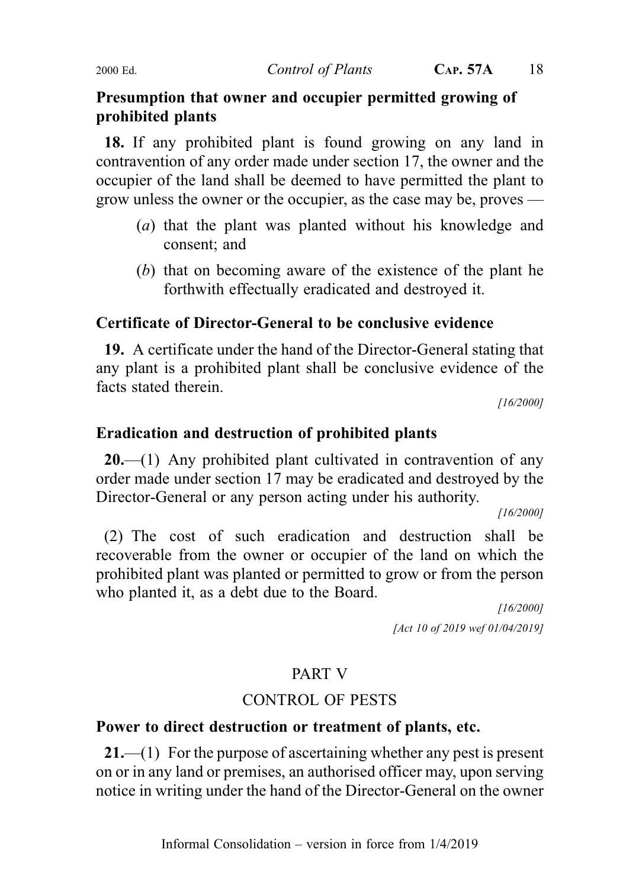**Presumption that owner and occupier permitted growing of prohibited plants**

**18.** If any prohibited plant is found growing on any land in contravention of any order made under section 17, the owner and the occupier of the land shall be deemed to have permitted the plant to grow unless the owner or the occupier, as the case may be, proves —

(*a*) that the plant was planted without his knowledge and consent; and

(*b*) that on becoming aware of the existence of the plant he forthwith effectually eradicated and destroyed it.

**Certificate of Director-General to be conclusive evidence**

**19.** A certificate under the hand of the Director-General stating that any plant is a prohibited plant shall be conclusive evidence of the facts stated therein.

*[16/2000]*

**Eradication and destruction of prohibited plants**

**20.**—(1) Any prohibited plant cultivated in contravention of any order made under section 17 may be eradicated and destroyed by the Director-General or any person acting under his authority.

*[16/2000]*

(2) The cost of such eradication and destruction shall be recoverable from the owner or occupier of the land on which the prohibited plant was planted or permitted to grow or from the person who planted it, as a debt due to the Board.

*[16/2000]*

*[Act 10 of 2019 wef 01/04/2019]*

## PART V

## CONTROL OF PESTS

**Power to direct destruction or treatment of plants, etc.**

**21.**—(1) For the purpose of ascertaining whether any pest is present on or in any land or premises, an authorised officer may, upon serving notice in writing under the hand of the Director-General on the owner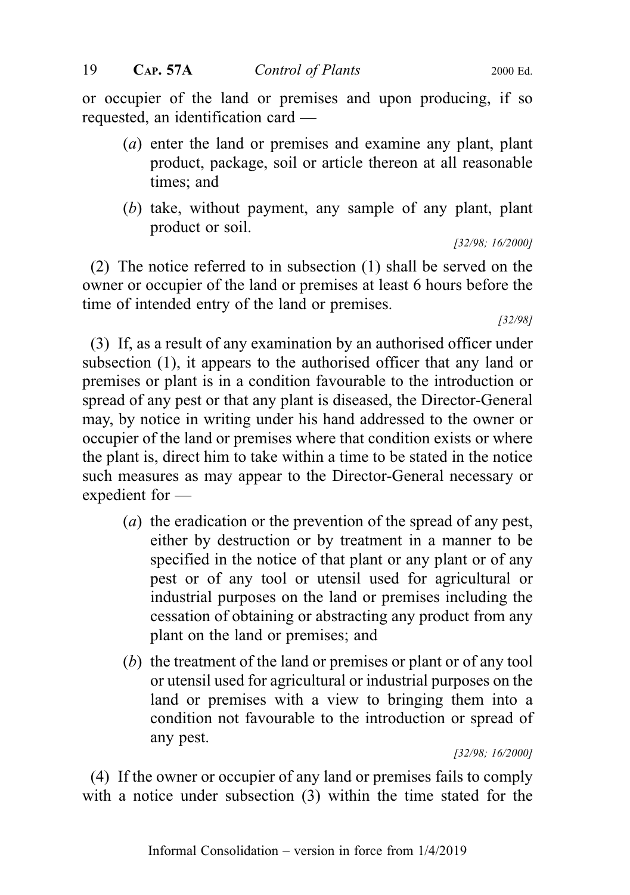or occupier of the land or premises and upon producing, if so requested, an identification card —

(*a*) enter the land or premises and examine any plant, plant product, package, soil or article thereon at all reasonable times; and

(*b*) take, without payment, any sample of any plant, plant product or soil.

*[32/98; 16/2000]*

(2) The notice referred to in subsection (1) shall be served on the owner or occupier of the land or premises at least 6 hours before the time of intended entry of the land or premises.

*[32/98]*

(3) If, as a result of any examination by an authorised officer under subsection (1), it appears to the authorised officer that any land or premises or plant is in a condition favourable to the introduction or spread of any pest or that any plant is diseased, the Director-General may, by notice in writing under his hand addressed to the owner or occupier of the land or premises where that condition exists or where the plant is, direct him to take within a time to be stated in the notice such measures as may appear to the Director-General necessary or expedient for —

(*a*) the eradication or the prevention of the spread of any pest, either by destruction or by treatment in a manner to be specified in the notice of that plant or any plant or of any pest or of any tool or utensil used for agricultural or industrial purposes on the land or premises including the cessation of obtaining or abstracting any product from any plant on the land or premises; and

(*b*) the treatment of the land or premises or plant or of any tool or utensil used for agricultural or industrial purposes on the land or premises with a view to bringing them into a condition not favourable to the introduction or spread of any pest.

*[32/98; 16/2000]*

(4) If the owner or occupier of any land or premises fails to comply with a notice under subsection (3) within the time stated for the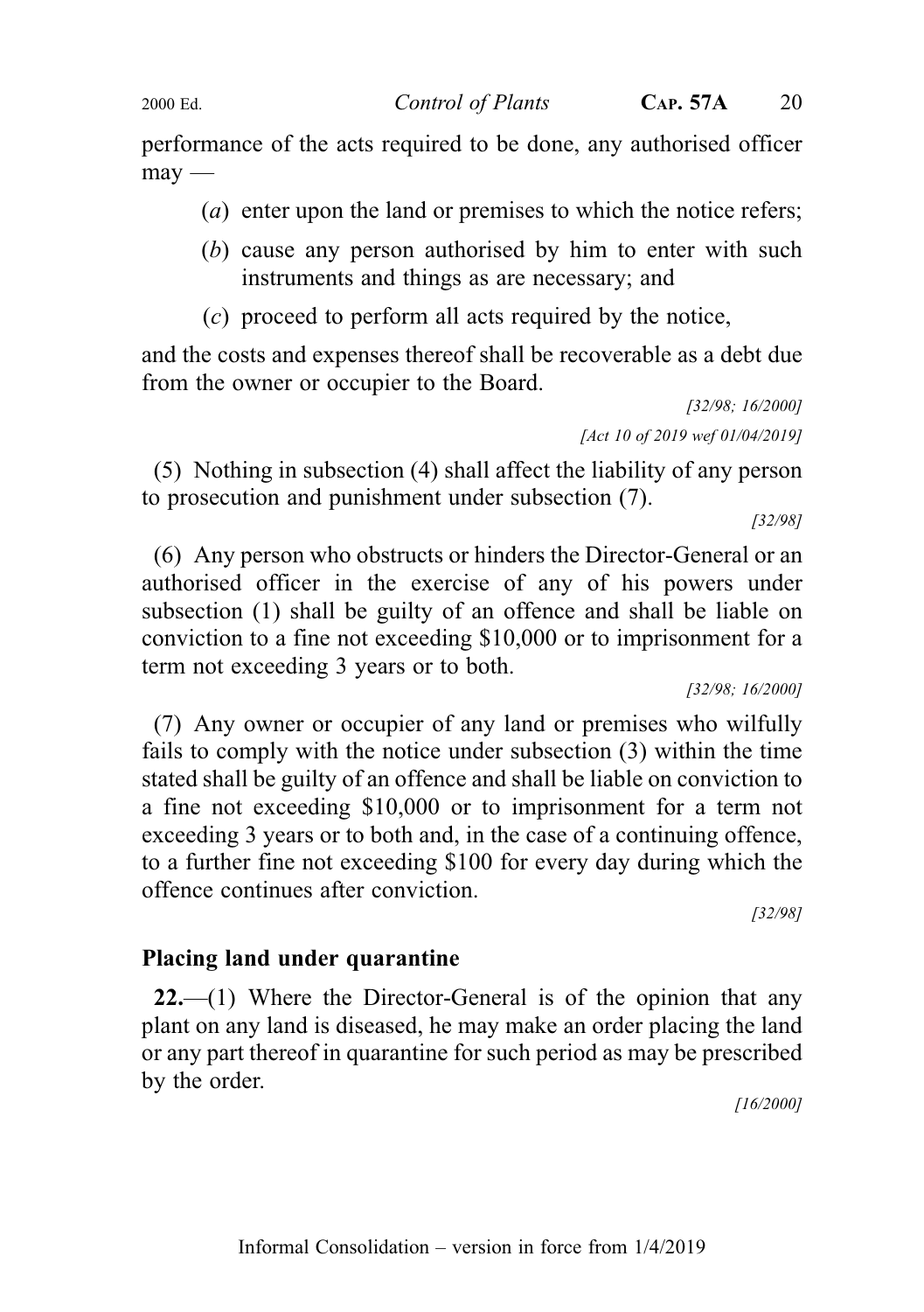performance of the acts required to be done, any authorised officer may —

(*a*) enter upon the land or premises to which the notice refers;

(*b*) cause any person authorised by him to enter with such instruments and things as are necessary; and

(*c*) proceed to perform all acts required by the notice,

and the costs and expenses thereof shall be recoverable as a debt due from the owner or occupier to the Board.

*[32/98; 16/2000]*

*[Act 10 of 2019 wef 01/04/2019]*

(5) Nothing in subsection (4) shall affect the liability of any person to prosecution and punishment under subsection (7).

*[32/98]*

(6) Any person who obstructs or hinders the Director-General or an authorised officer in the exercise of any of his powers under subsection (1) shall be guilty of an offence and shall be liable on conviction to a fine not exceeding $10,000 or to imprisonment for a term not exceeding 3 years or to both.

*[32/98; 16/2000]*

(7) Any owner or occupier of any land or premises who wilfully fails to comply with the notice under subsection (3) within the time stated shall be guilty of an offence and shall be liable on conviction to a fine not exceeding $10,000 or to imprisonment for a term not exceeding 3 years or to both and, in the case of a continuing offence, to a further fine not exceeding $100 for every day during which the offence continues after conviction.

*[32/98]*

**Placing land under quarantine**

**22.**—(1) Where the Director-General is of the opinion that any plant on any land is diseased, he may make an order placing the land or any part thereof in quarantine for such period as may be prescribed by the order.

*[16/2000]*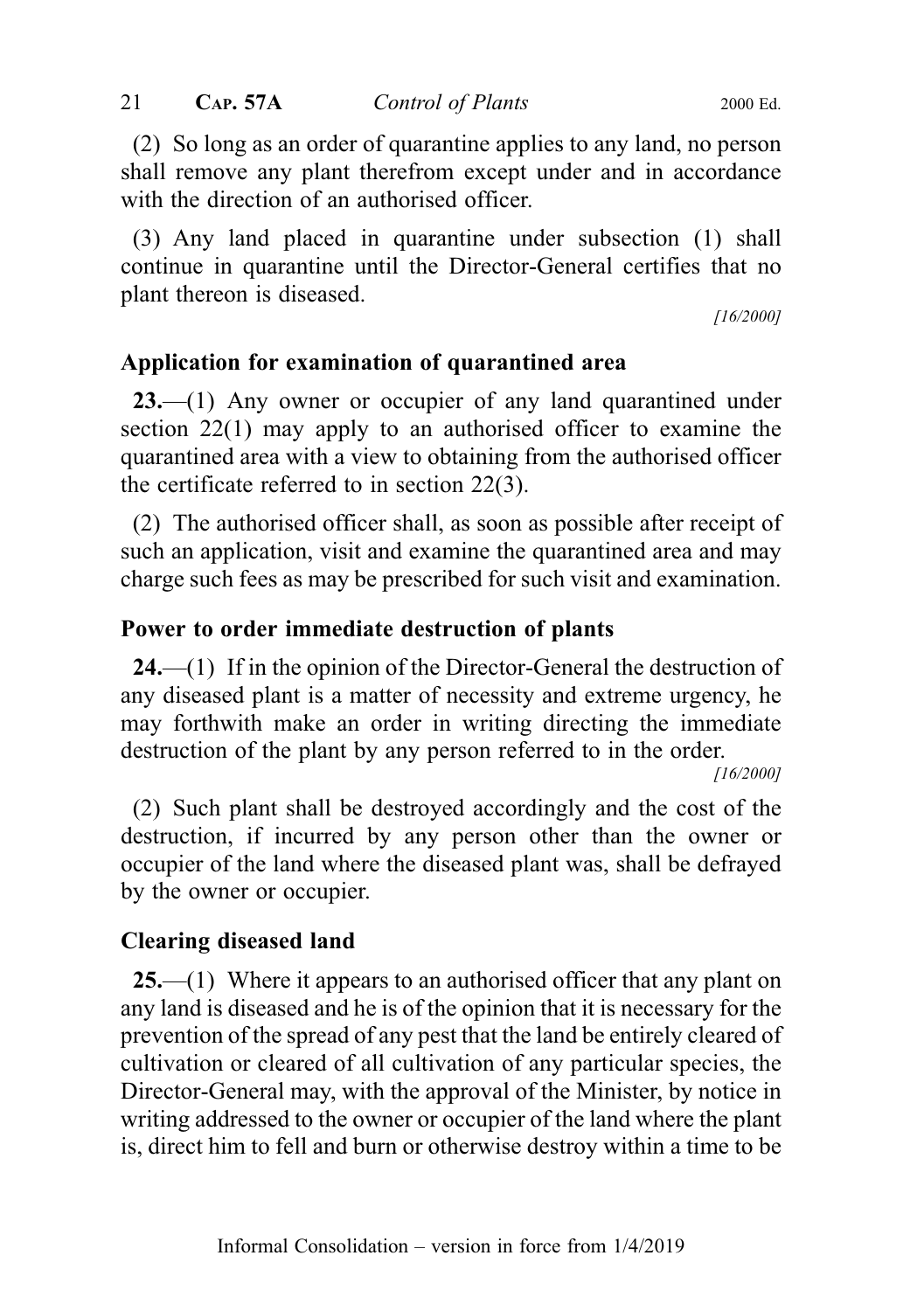(2) So long as an order of quarantine applies to any land, no person shall remove any plant therefrom except under and in accordance with the direction of an authorised officer.

(3) Any land placed in quarantine under subsection (1) shall continue in quarantine until the Director-General certifies that no plant thereon is diseased.

[16/2000]

## Application for examination of quarantined area

**23.**—(1) Any owner or occupier of any land quarantined under section 22(1) may apply to an authorised officer to examine the quarantined area with a view to obtaining from the authorised officer the certificate referred to in section 22(3).

(2) The authorised officer shall, as soon as possible after receipt of such an application, visit and examine the quarantined area and may charge such fees as may be prescribed for such visit and examination.

## Power to order immediate destruction of plants

**24.**—(1) If in the opinion of the Director-General the destruction of any diseased plant is a matter of necessity and extreme urgency, he may forthwith make an order in writing directing the immediate destruction of the plant by any person referred to in the order.

[16/2000]

(2) Such plant shall be destroyed accordingly and the cost of the destruction, if incurred by any person other than the owner or occupier of the land where the diseased plant was, shall be defrayed by the owner or occupier.

## Clearing diseased land

**25.**—(1) Where it appears to an authorised officer that any plant on any land is diseased and he is of the opinion that it is necessary for the prevention of the spread of any pest that the land be entirely cleared of cultivation or cleared of all cultivation of any particular species, the Director-General may, with the approval of the Minister, by notice in writing addressed to the owner or occupier of the land where the plant is, direct him to fell and burn or otherwise destroy within a time to be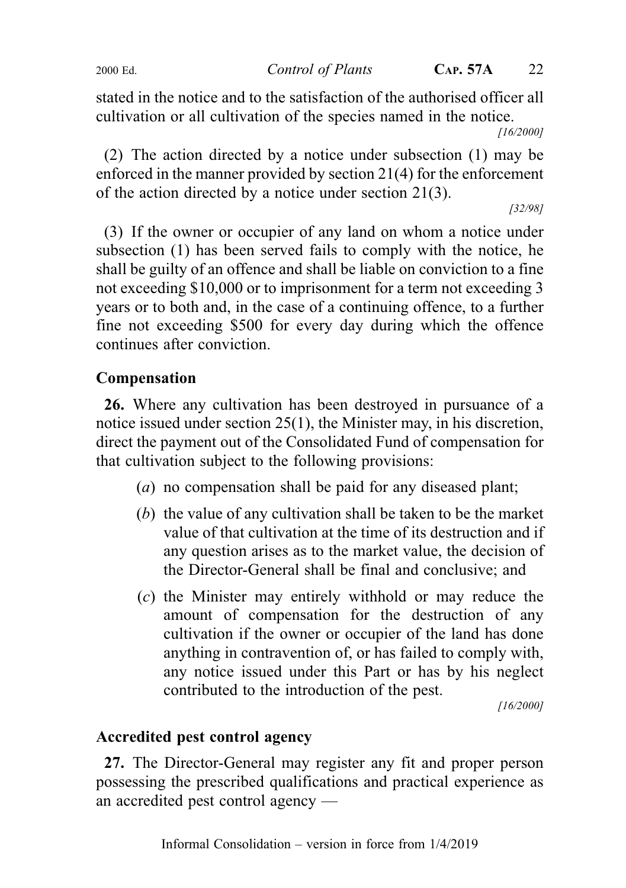stated in the notice and to the satisfaction of the authorised officer all cultivation or all cultivation of the species named in the notice.

[16/2000]

(2) The action directed by a notice under subsection (1) may be enforced in the manner provided by section 21(4) for the enforcement of the action directed by a notice under section 21(3).

[32/98]

(3) If the owner or occupier of any land on whom a notice under subsection (1) has been served fails to comply with the notice, he shall be guilty of an offence and shall be liable on conviction to a fine not exceeding $10,000 or to imprisonment for a term not exceeding 3 years or to both and, in the case of a continuing offence, to a further fine not exceeding $500 for every day during which the offence continues after conviction.

### Compensation

**26.** Where any cultivation has been destroyed in pursuance of a notice issued under section 25(1), the Minister may, in his discretion, direct the payment out of the Consolidated Fund of compensation for that cultivation subject to the following provisions:

(*a*) no compensation shall be paid for any diseased plant;

(*b*) the value of any cultivation shall be taken to be the market value of that cultivation at the time of its destruction and if any question arises as to the market value, the decision of the Director-General shall be final and conclusive; and

(*c*) the Minister may entirely withhold or may reduce the amount of compensation for the destruction of any cultivation if the owner or occupier of the land has done anything in contravention of, or has failed to comply with, any notice issued under this Part or has by his neglect contributed to the introduction of the pest.

[16/2000]

### Accredited pest control agency

**27.** The Director-General may register any fit and proper person possessing the prescribed qualifications and practical experience as an accredited pest control agency —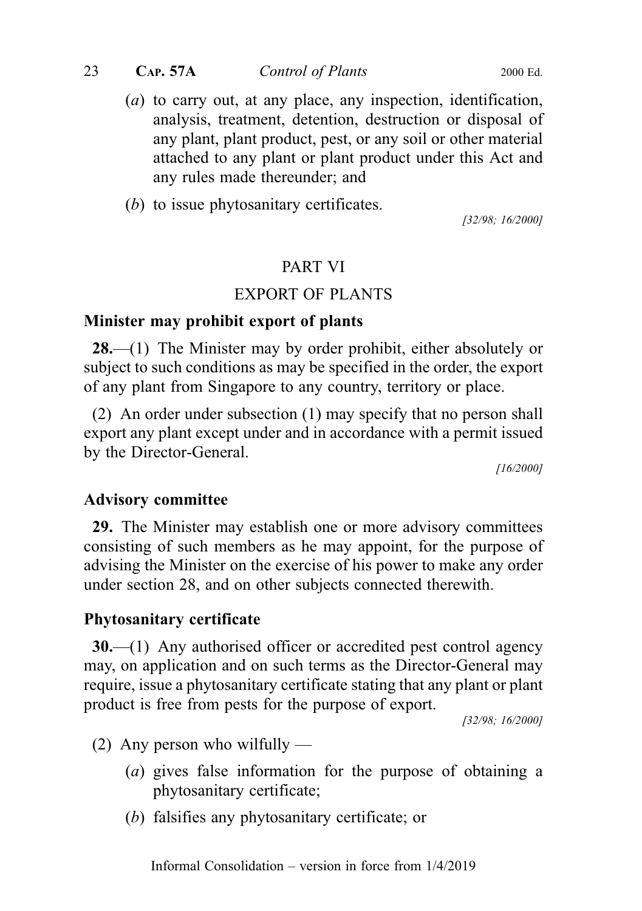(*a*) to carry out, at any place, any inspection, identification, analysis, treatment, detention, destruction or disposal of any plant, plant product, pest, or any soil or other material attached to any plant or plant product under this Act and any rules made thereunder; and

(*b*) to issue phytosanitary certificates.

[32/98; 16/2000]

## PART VI

## EXPORT OF PLANTS

### Minister may prohibit export of plants

**28.**—(1) The Minister may by order prohibit, either absolutely or subject to such conditions as may be specified in the order, the export of any plant from Singapore to any country, territory or place.

(2) An order under subsection (1) may specify that no person shall export any plant except under and in accordance with a permit issued by the Director-General.

[16/2000]

### Advisory committee

**29.** The Minister may establish one or more advisory committees consisting of such members as he may appoint, for the purpose of advising the Minister on the exercise of his power to make any order under section 28, and on other subjects connected therewith.

### Phytosanitary certificate

**30.**—(1) Any authorised officer or accredited pest control agency may, on application and on such terms as the Director-General may require, issue a phytosanitary certificate stating that any plant or plant product is free from pests for the purpose of export.

[32/98; 16/2000]

(2) Any person who wilfully —

(*a*) gives false information for the purpose of obtaining a phytosanitary certificate;

(*b*) falsifies any phytosanitary certificate; or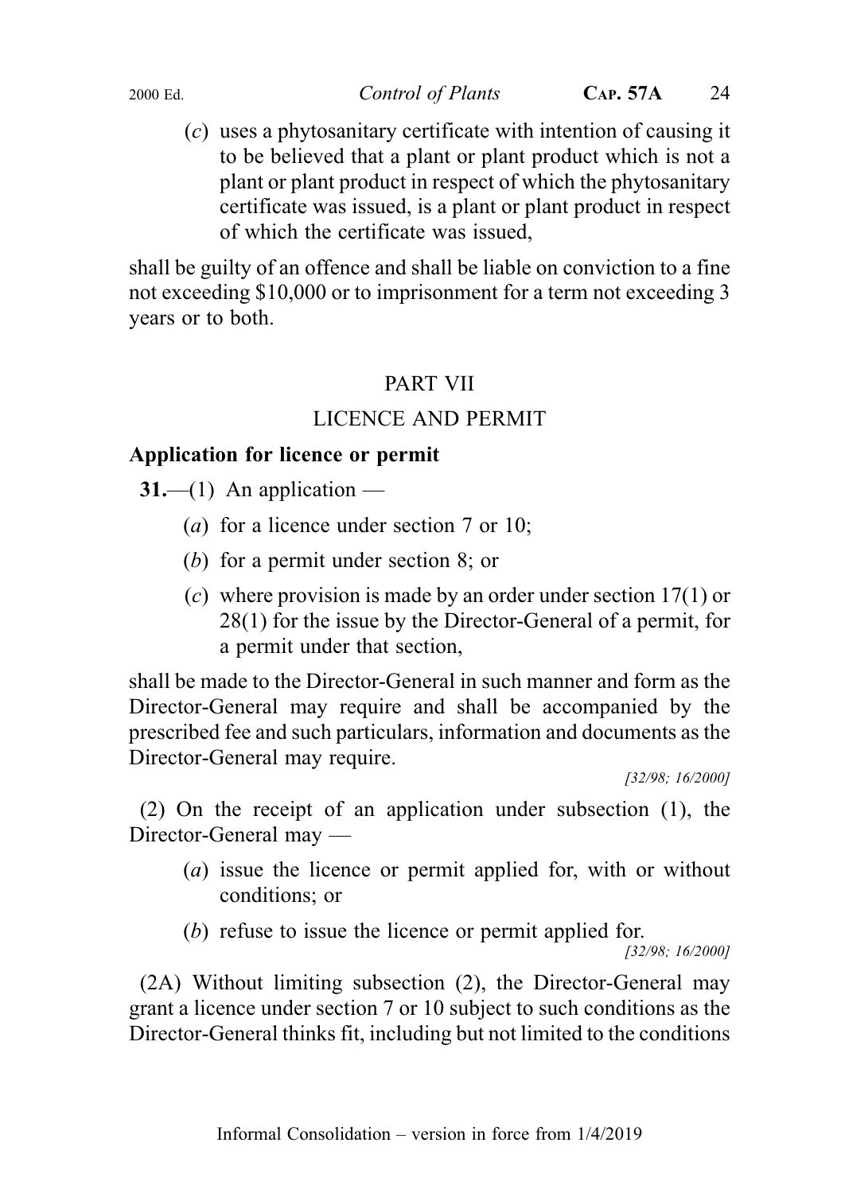(*c*) uses a phytosanitary certificate with intention of causing it to be believed that a plant or plant product which is not a plant or plant product in respect of which the phytosanitary certificate was issued, is a plant or plant product in respect of which the certificate was issued,

shall be guilty of an offence and shall be liable on conviction to a fine not exceeding $10,000 or to imprisonment for a term not exceeding 3 years or to both.

## PART VII

## LICENCE AND PERMIT

### Application for licence or permit

**31.**—(1) An application —

(*a*) for a licence under section 7 or 10;

(*b*) for a permit under section 8; or

(*c*) where provision is made by an order under section 17(1) or 28(1) for the issue by the Director-General of a permit, for a permit under that section,

shall be made to the Director-General in such manner and form as the Director-General may require and shall be accompanied by the prescribed fee and such particulars, information and documents as the Director-General may require.

*[32/98; 16/2000]*

(2) On the receipt of an application under subsection (1), the Director-General may —

(*a*) issue the licence or permit applied for, with or without conditions; or

(*b*) refuse to issue the licence or permit applied for.

*[32/98; 16/2000]*

(2A) Without limiting subsection (2), the Director-General may grant a licence under section 7 or 10 subject to such conditions as the Director-General thinks fit, including but not limited to the conditions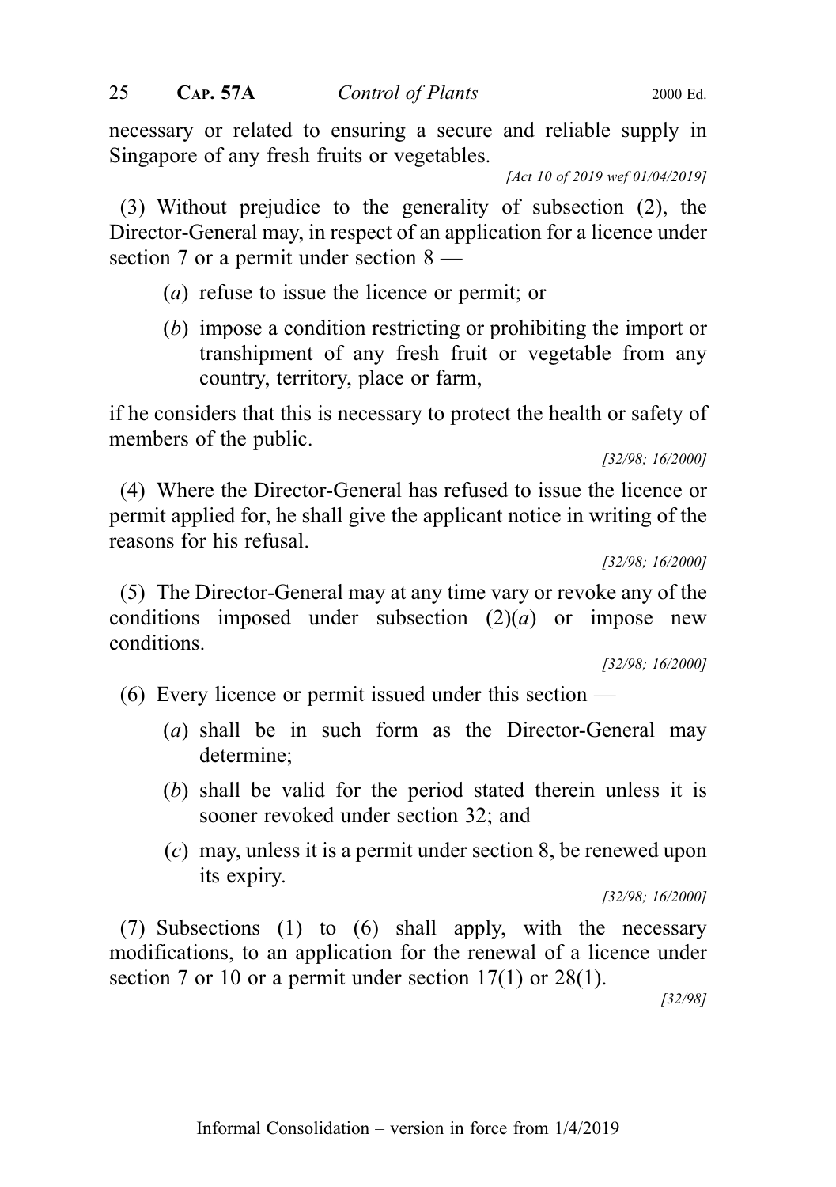necessary or related to ensuring a secure and reliable supply in Singapore of any fresh fruits or vegetables.

*[Act 10 of 2019 wef 01/04/2019]*

(3) Without prejudice to the generality of subsection (2), the Director-General may, in respect of an application for a licence under section 7 or a permit under section 8 —

- (*a*) refuse to issue the licence or permit; or
- (*b*) impose a condition restricting or prohibiting the import or transhipment of any fresh fruit or vegetable from any country, territory, place or farm,

if he considers that this is necessary to protect the health or safety of members of the public.

*[32/98; 16/2000]*

(4) Where the Director-General has refused to issue the licence or permit applied for, he shall give the applicant notice in writing of the reasons for his refusal.

*[32/98; 16/2000]*

(5) The Director-General may at any time vary or revoke any of the conditions imposed under subsection (2)(*a*) or impose new conditions.

*[32/98; 16/2000]*

(6) Every licence or permit issued under this section —

- (*a*) shall be in such form as the Director-General may determine;
- (*b*) shall be valid for the period stated therein unless it is sooner revoked under section 32; and
- (*c*) may, unless it is a permit under section 8, be renewed upon its expiry.

*[32/98; 16/2000]*

(7) Subsections (1) to (6) shall apply, with the necessary modifications, to an application for the renewal of a licence under section 7 or 10 or a permit under section 17(1) or 28(1).

*[32/98]*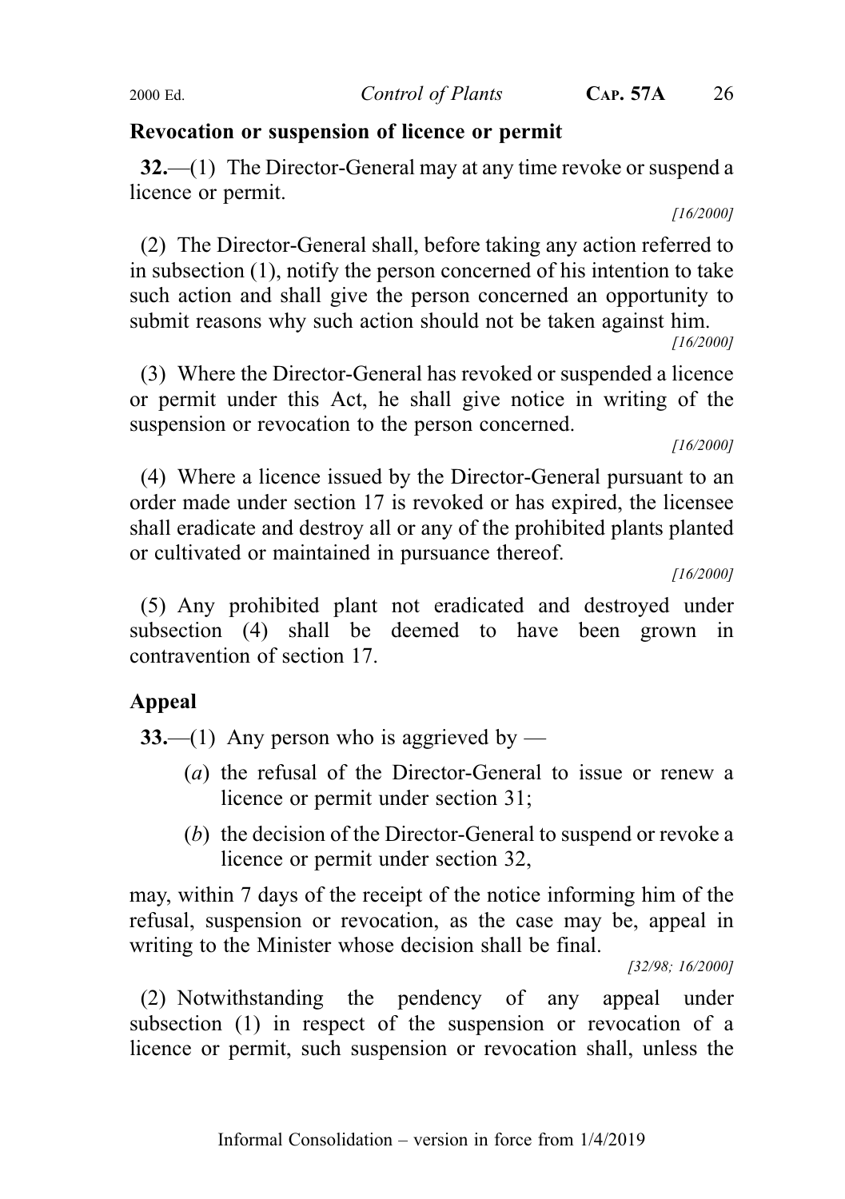## Revocation or suspension of licence or permit

**32.**—(1) The Director-General may at any time revoke or suspend a licence or permit.

[16/2000]

(2) The Director-General shall, before taking any action referred to in subsection (1), notify the person concerned of his intention to take such action and shall give the person concerned an opportunity to submit reasons why such action should not be taken against him.

[16/2000]

(3) Where the Director-General has revoked or suspended a licence or permit under this Act, he shall give notice in writing of the suspension or revocation to the person concerned.

[16/2000]

(4) Where a licence issued by the Director-General pursuant to an order made under section 17 is revoked or has expired, the licensee shall eradicate and destroy all or any of the prohibited plants planted or cultivated or maintained in pursuance thereof.

[16/2000]

(5) Any prohibited plant not eradicated and destroyed under subsection (4) shall be deemed to have been grown in contravention of section 17.

## Appeal

**33.**—(1) Any person who is aggrieved by —

- (*a*) the refusal of the Director-General to issue or renew a licence or permit under section 31;
- (*b*) the decision of the Director-General to suspend or revoke a licence or permit under section 32,

may, within 7 days of the receipt of the notice informing him of the refusal, suspension or revocation, as the case may be, appeal in writing to the Minister whose decision shall be final.

[32/98; 16/2000]

(2) Notwithstanding the pendency of any appeal under subsection (1) in respect of the suspension or revocation of a licence or permit, such suspension or revocation shall, unless the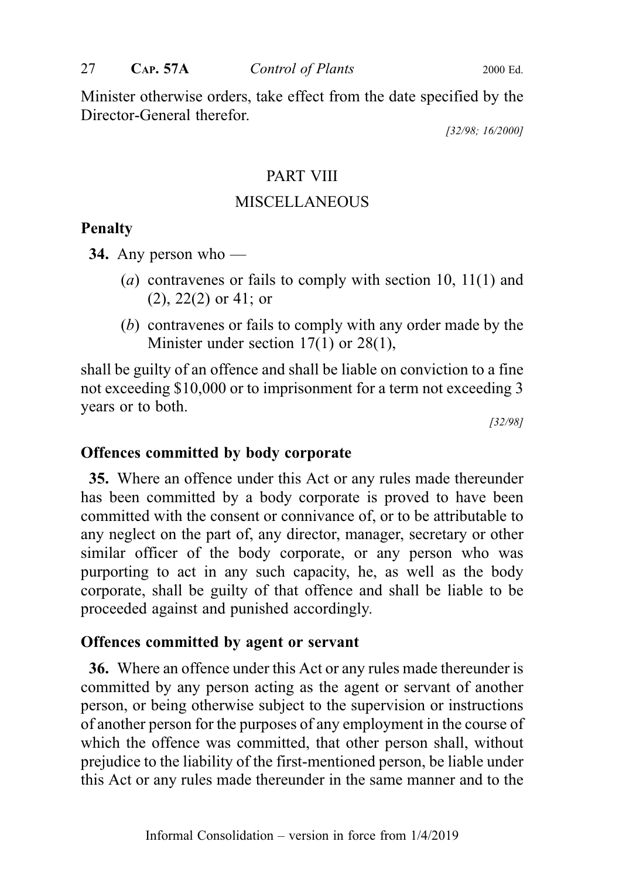Minister otherwise orders, take effect from the date specified by the Director-General therefor.

[32/98; 16/2000]

## PART VIII

## MISCELLANEOUS

### Penalty

**34.** Any person who —

(*a*) contravenes or fails to comply with section 10, 11(1) and (2), 22(2) or 41; or

(*b*) contravenes or fails to comply with any order made by the Minister under section 17(1) or 28(1),

shall be guilty of an offence and shall be liable on conviction to a fine not exceeding $10,000 or to imprisonment for a term not exceeding 3 years or to both.

[32/98]

### Offences committed by body corporate

**35.** Where an offence under this Act or any rules made thereunder has been committed by a body corporate is proved to have been committed with the consent or connivance of, or to be attributable to any neglect on the part of, any director, manager, secretary or other similar officer of the body corporate, or any person who was purporting to act in any such capacity, he, as well as the body corporate, shall be guilty of that offence and shall be liable to be proceeded against and punished accordingly.

### Offences committed by agent or servant

**36.** Where an offence under this Act or any rules made thereunder is committed by any person acting as the agent or servant of another person, or being otherwise subject to the supervision or instructions of another person for the purposes of any employment in the course of which the offence was committed, that other person shall, without prejudice to the liability of the first-mentioned person, be liable under this Act or any rules made thereunder in the same manner and to the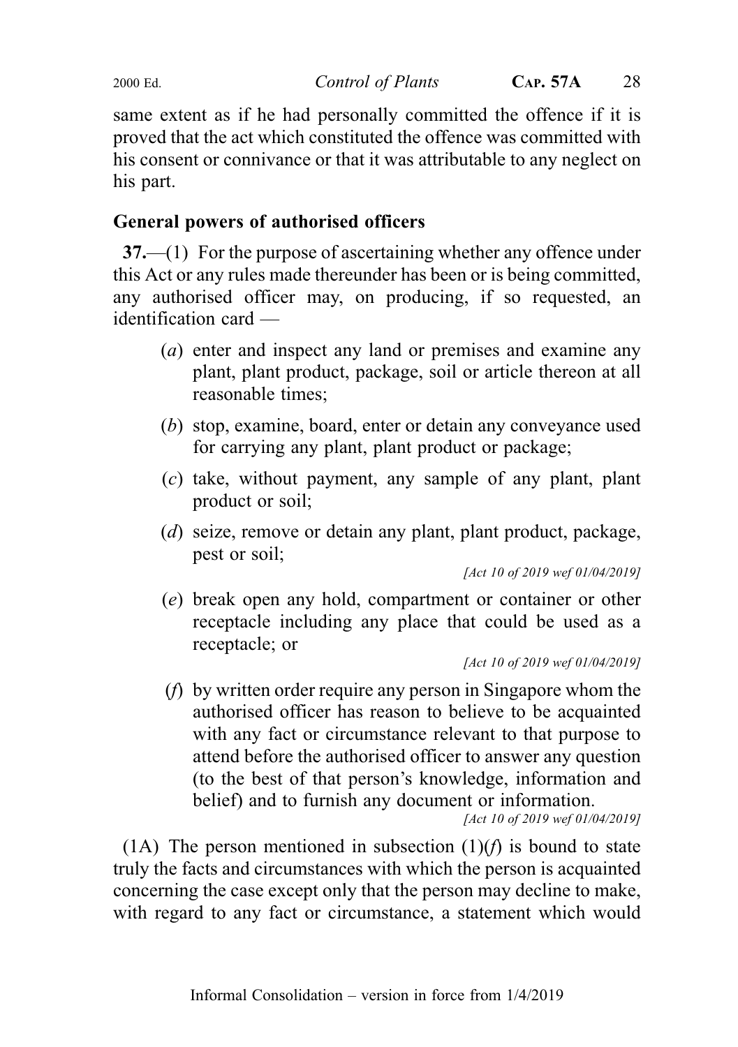same extent as if he had personally committed the offence if it is proved that the act which constituted the offence was committed with his consent or connivance or that it was attributable to any neglect on his part.

**General powers of authorised officers**

**37.**—(1) For the purpose of ascertaining whether any offence under this Act or any rules made thereunder has been or is being committed, any authorised officer may, on producing, if so requested, an identification card —

(*a*) enter and inspect any land or premises and examine any plant, plant product, package, soil or article thereon at all reasonable times;

(*b*) stop, examine, board, enter or detain any conveyance used for carrying any plant, plant product or package;

(*c*) take, without payment, any sample of any plant, plant product or soil;

(*d*) seize, remove or detain any plant, plant product, package, pest or soil;

*[Act 10 of 2019 wef 01/04/2019]*

(*e*) break open any hold, compartment or container or other receptacle including any place that could be used as a receptacle; or

*[Act 10 of 2019 wef 01/04/2019]*

(*f*) by written order require any person in Singapore whom the authorised officer has reason to believe to be acquainted with any fact or circumstance relevant to that purpose to attend before the authorised officer to answer any question (to the best of that person's knowledge, information and belief) and to furnish any document or information.

*[Act 10 of 2019 wef 01/04/2019]*

(1A) The person mentioned in subsection (1)(*f*) is bound to state truly the facts and circumstances with which the person is acquainted concerning the case except only that the person may decline to make, with regard to any fact or circumstance, a statement which would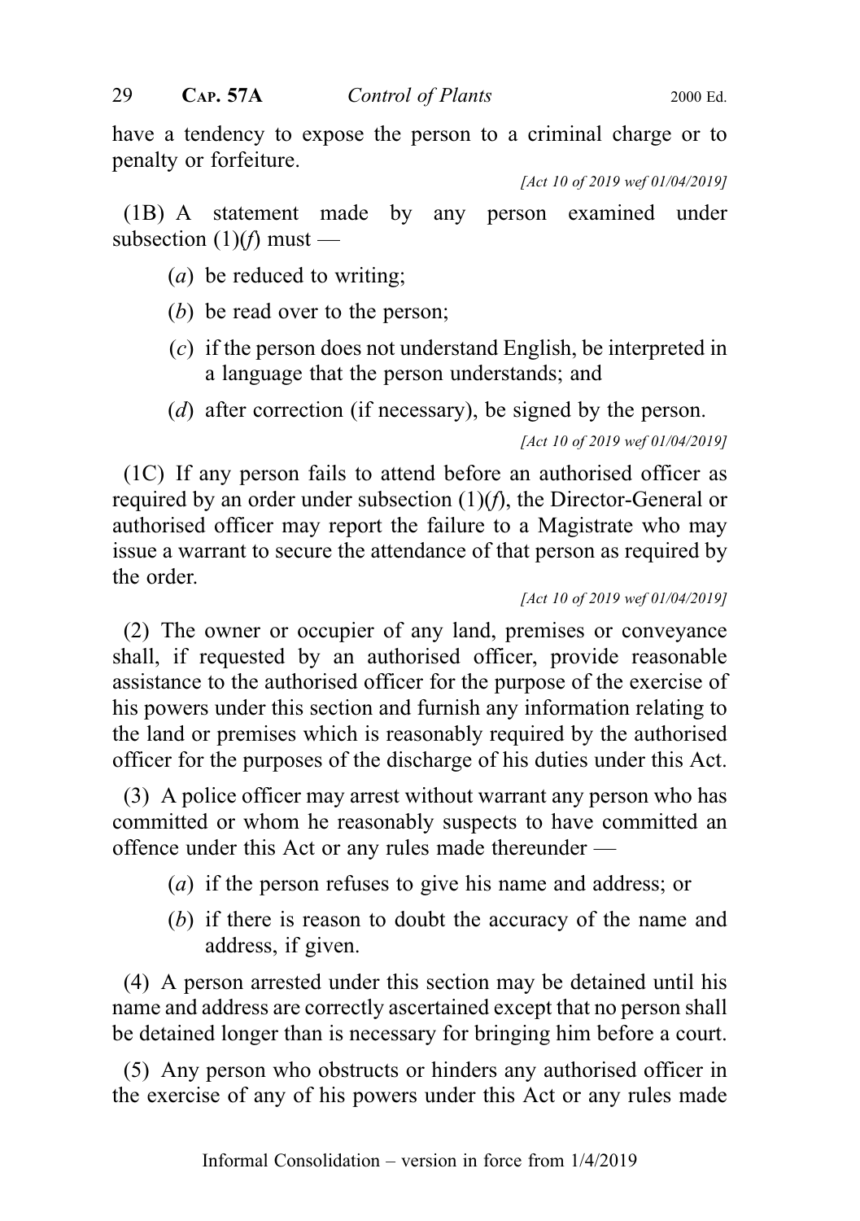have a tendency to expose the person to a criminal charge or to penalty or forfeiture.

*[Act 10 of 2019 wef 01/04/2019]*

(1B) A statement made by any person examined under subsection (1)(*f*) must —

(*a*) be reduced to writing;

(*b*) be read over to the person;

(*c*) if the person does not understand English, be interpreted in a language that the person understands; and

(*d*) after correction (if necessary), be signed by the person.

*[Act 10 of 2019 wef 01/04/2019]*

(1C) If any person fails to attend before an authorised officer as required by an order under subsection (1)(*f*), the Director-General or authorised officer may report the failure to a Magistrate who may issue a warrant to secure the attendance of that person as required by the order.

*[Act 10 of 2019 wef 01/04/2019]*

(2) The owner or occupier of any land, premises or conveyance shall, if requested by an authorised officer, provide reasonable assistance to the authorised officer for the purpose of the exercise of his powers under this section and furnish any information relating to the land or premises which is reasonably required by the authorised officer for the purposes of the discharge of his duties under this Act.

(3) A police officer may arrest without warrant any person who has committed or whom he reasonably suspects to have committed an offence under this Act or any rules made thereunder —

(*a*) if the person refuses to give his name and address; or

(*b*) if there is reason to doubt the accuracy of the name and address, if given.

(4) A person arrested under this section may be detained until his name and address are correctly ascertained except that no person shall be detained longer than is necessary for bringing him before a court.

(5) Any person who obstructs or hinders any authorised officer in the exercise of any of his powers under this Act or any rules made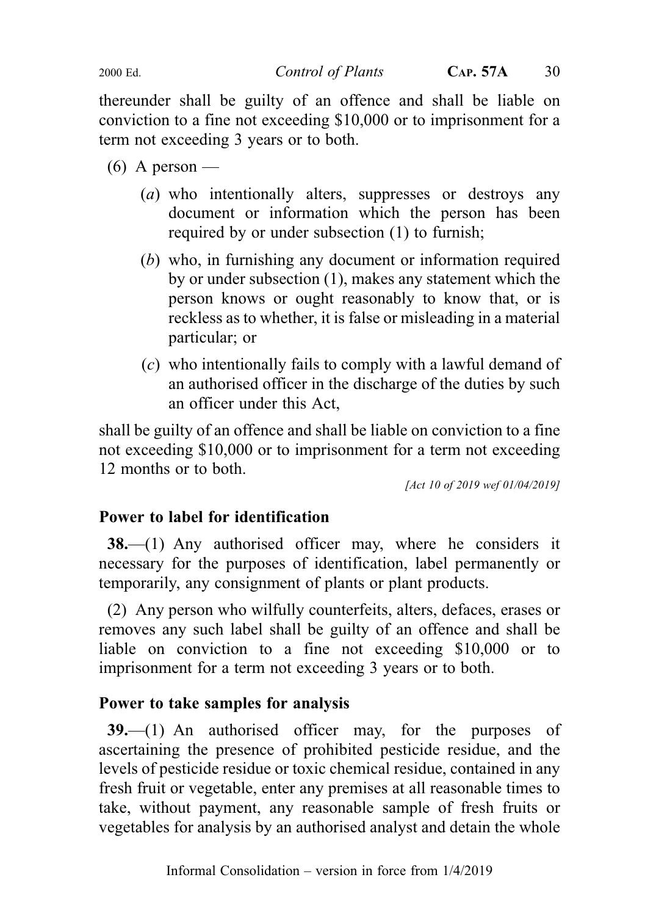thereunder shall be guilty of an offence and shall be liable on conviction to a fine not exceeding $10,000 or to imprisonment for a term not exceeding 3 years or to both.

(6) A person —

(*a*) who intentionally alters, suppresses or destroys any document or information which the person has been required by or under subsection (1) to furnish;

(*b*) who, in furnishing any document or information required by or under subsection (1), makes any statement which the person knows or ought reasonably to know that, or is reckless as to whether, it is false or misleading in a material particular; or

(*c*) who intentionally fails to comply with a lawful demand of an authorised officer in the discharge of the duties by such an officer under this Act,

shall be guilty of an offence and shall be liable on conviction to a fine not exceeding $10,000 or to imprisonment for a term not exceeding 12 months or to both.

*[Act 10 of 2019 wef 01/04/2019]*

**Power to label for identification**

**38.**—(1) Any authorised officer may, where he considers it necessary for the purposes of identification, label permanently or temporarily, any consignment of plants or plant products.

(2) Any person who wilfully counterfeits, alters, defaces, erases or removes any such label shall be guilty of an offence and shall be liable on conviction to a fine not exceeding $10,000 or to imprisonment for a term not exceeding 3 years or to both.

**Power to take samples for analysis**

**39.**—(1) An authorised officer may, for the purposes of ascertaining the presence of prohibited pesticide residue, and the levels of pesticide residue or toxic chemical residue, contained in any fresh fruit or vegetable, enter any premises at all reasonable times to take, without payment, any reasonable sample of fresh fruits or vegetables for analysis by an authorised analyst and detain the whole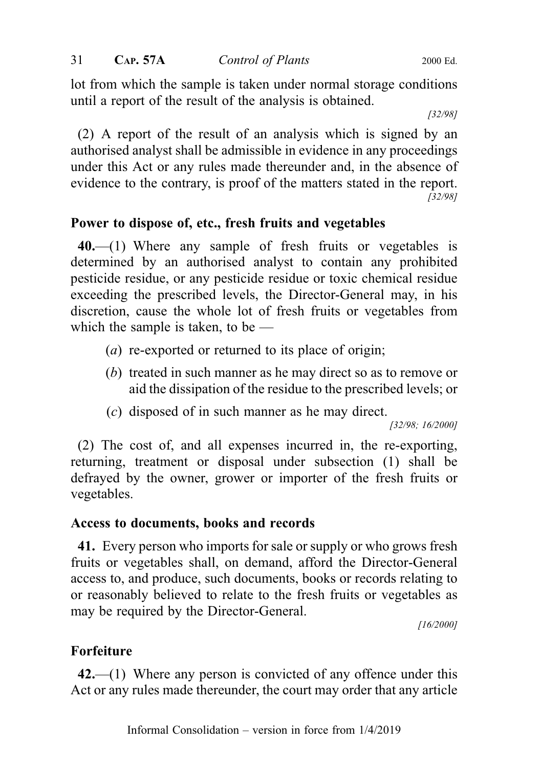lot from which the sample is taken under normal storage conditions until a report of the result of the analysis is obtained.

[32/98]

(2) A report of the result of an analysis which is signed by an authorised analyst shall be admissible in evidence in any proceedings under this Act or any rules made thereunder and, in the absence of evidence to the contrary, is proof of the matters stated in the report.

[32/98]

### Power to dispose of, etc., fresh fruits and vegetables

**40.**—(1) Where any sample of fresh fruits or vegetables is determined by an authorised analyst to contain any prohibited pesticide residue, or any pesticide residue or toxic chemical residue exceeding the prescribed levels, the Director-General may, in his discretion, cause the whole lot of fresh fruits or vegetables from which the sample is taken, to be —

(*a*) re-exported or returned to its place of origin;

(*b*) treated in such manner as he may direct so as to remove or aid the dissipation of the residue to the prescribed levels; or

(*c*) disposed of in such manner as he may direct.

[32/98; 16/2000]

(2) The cost of, and all expenses incurred in, the re-exporting, returning, treatment or disposal under subsection (1) shall be defrayed by the owner, grower or importer of the fresh fruits or vegetables.

### Access to documents, books and records

**41.** Every person who imports for sale or supply or who grows fresh fruits or vegetables shall, on demand, afford the Director-General access to, and produce, such documents, books or records relating to or reasonably believed to relate to the fresh fruits or vegetables as may be required by the Director-General.

[16/2000]

### Forfeiture

**42.**—(1) Where any person is convicted of any offence under this Act or any rules made thereunder, the court may order that any article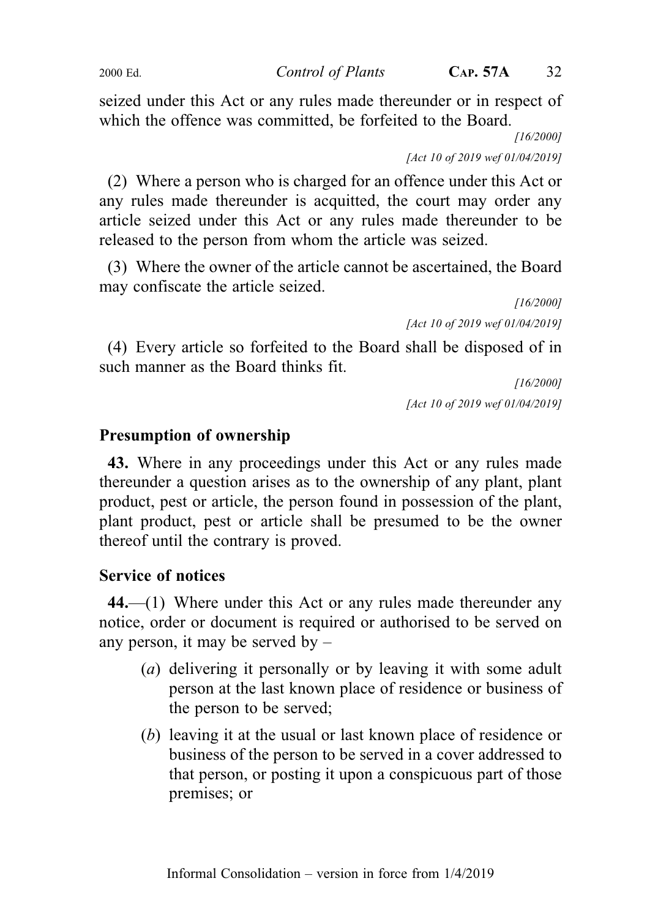seized under this Act or any rules made thereunder or in respect of which the offence was committed, be forfeited to the Board.

[16/2000]

[Act 10 of 2019 wef 01/04/2019]

(2) Where a person who is charged for an offence under this Act or any rules made thereunder is acquitted, the court may order any article seized under this Act or any rules made thereunder to be released to the person from whom the article was seized.

(3) Where the owner of the article cannot be ascertained, the Board may confiscate the article seized.

[16/2000]

[Act 10 of 2019 wef 01/04/2019]

(4) Every article so forfeited to the Board shall be disposed of in such manner as the Board thinks fit.

[16/2000]

[Act 10 of 2019 wef 01/04/2019]

## Presumption of ownership

**43.** Where in any proceedings under this Act or any rules made thereunder a question arises as to the ownership of any plant, plant product, pest or article, the person found in possession of the plant, plant product, pest or article shall be presumed to be the owner thereof until the contrary is proved.

## Service of notices

**44.**—(1) Where under this Act or any rules made thereunder any notice, order or document is required or authorised to be served on any person, it may be served by –

(*a*) delivering it personally or by leaving it with some adult person at the last known place of residence or business of the person to be served;

(*b*) leaving it at the usual or last known place of residence or business of the person to be served in a cover addressed to that person, or posting it upon a conspicuous part of those premises; or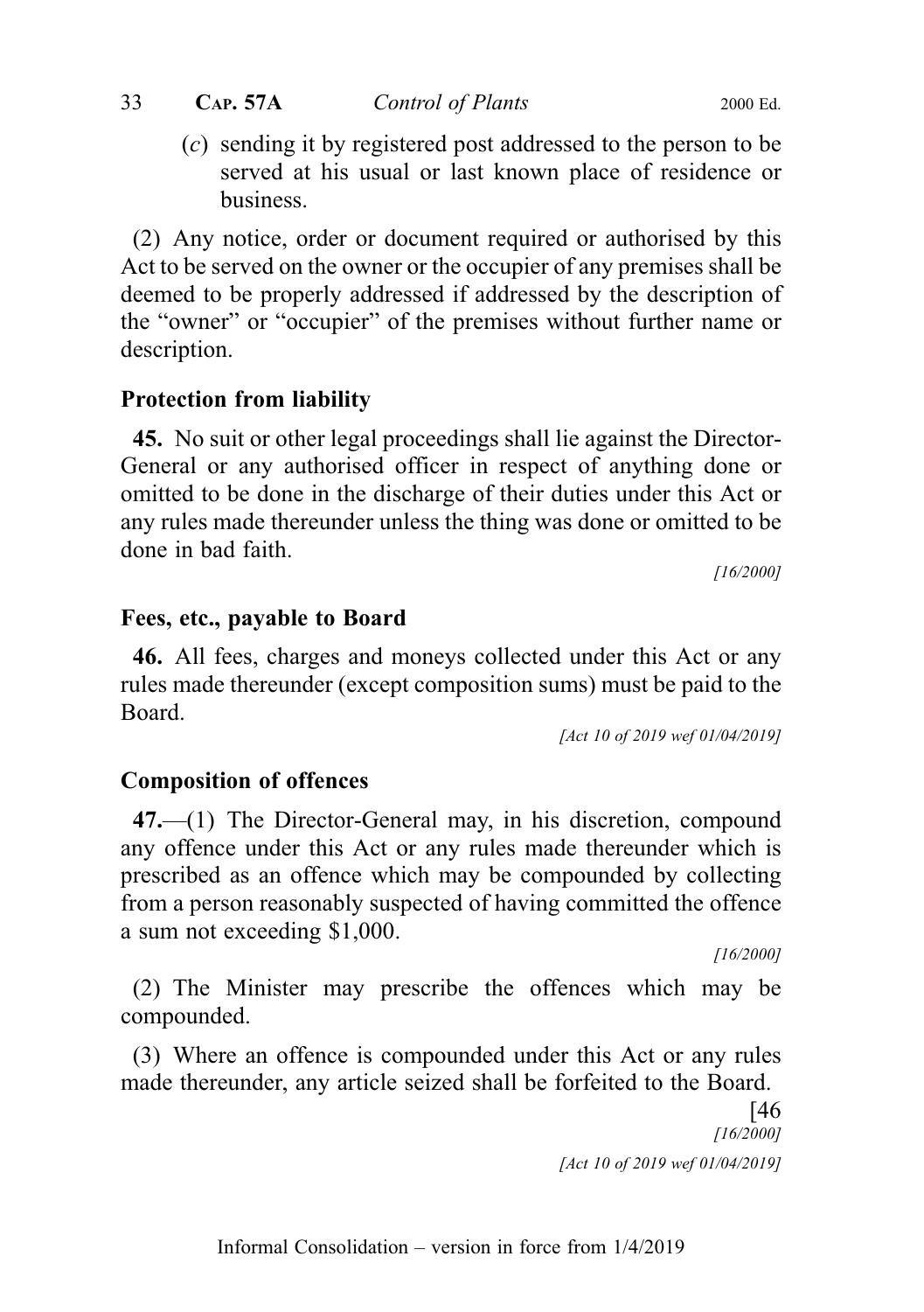(*c*) sending it by registered post addressed to the person to be served at his usual or last known place of residence or business.

(2) Any notice, order or document required or authorised by this Act to be served on the owner or the occupier of any premises shall be deemed to be properly addressed if addressed by the description of the "owner" or "occupier" of the premises without further name or description.

**Protection from liability**

**45.** No suit or other legal proceedings shall lie against the Director-General or any authorised officer in respect of anything done or omitted to be done in the discharge of their duties under this Act or any rules made thereunder unless the thing was done or omitted to be done in bad faith.

*[16/2000]*

**Fees, etc., payable to Board**

**46.** All fees, charges and moneys collected under this Act or any rules made thereunder (except composition sums) must be paid to the Board.

*[Act 10 of 2019 wef 01/04/2019]*

**Composition of offences**

**47.**—(1) The Director-General may, in his discretion, compound any offence under this Act or any rules made thereunder which is prescribed as an offence which may be compounded by collecting from a person reasonably suspected of having committed the offence a sum not exceeding $1,000.

*[16/2000]*

(2) The Minister may prescribe the offences which may be compounded.

(3) Where an offence is compounded under this Act or any rules made thereunder, any article seized shall be forfeited to the Board.

[46
*[16/2000]*
*[Act 10 of 2019 wef 01/04/2019]*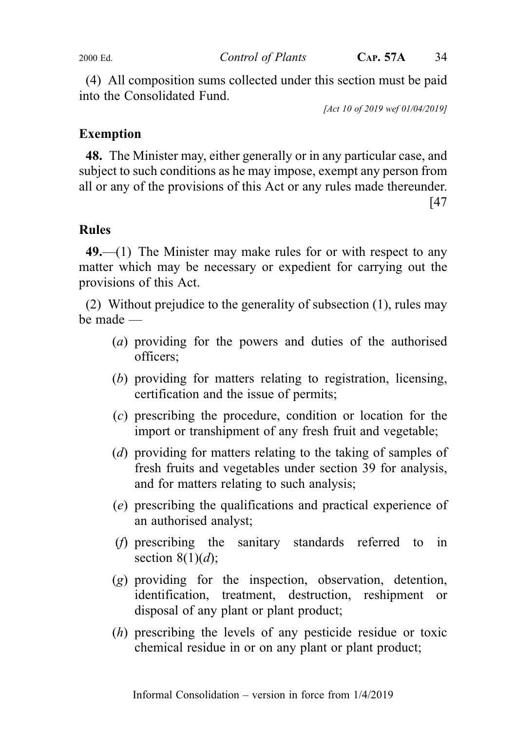(4) All composition sums collected under this section must be paid into the Consolidated Fund.

*[Act 10 of 2019 wef 01/04/2019]*

## Exemption

**48.** The Minister may, either generally or in any particular case, and subject to such conditions as he may impose, exempt any person from all or any of the provisions of this Act or any rules made thereunder.

[47

## Rules

**49.**—(1) The Minister may make rules for or with respect to any matter which may be necessary or expedient for carrying out the provisions of this Act.

(2) Without prejudice to the generality of subsection (1), rules may be made —

- (*a*) providing for the powers and duties of the authorised officers;
- (*b*) providing for matters relating to registration, licensing, certification and the issue of permits;
- (*c*) prescribing the procedure, condition or location for the import or transhipment of any fresh fruit and vegetable;
- (*d*) providing for matters relating to the taking of samples of fresh fruits and vegetables under section 39 for analysis, and for matters relating to such analysis;
- (*e*) prescribing the qualifications and practical experience of an authorised analyst;
- (*f*) prescribing the sanitary standards referred to in section 8(1)(*d*);
- (*g*) providing for the inspection, observation, detention, identification, treatment, destruction, reshipment or disposal of any plant or plant product;
- (*h*) prescribing the levels of any pesticide residue or toxic chemical residue in or on any plant or plant product;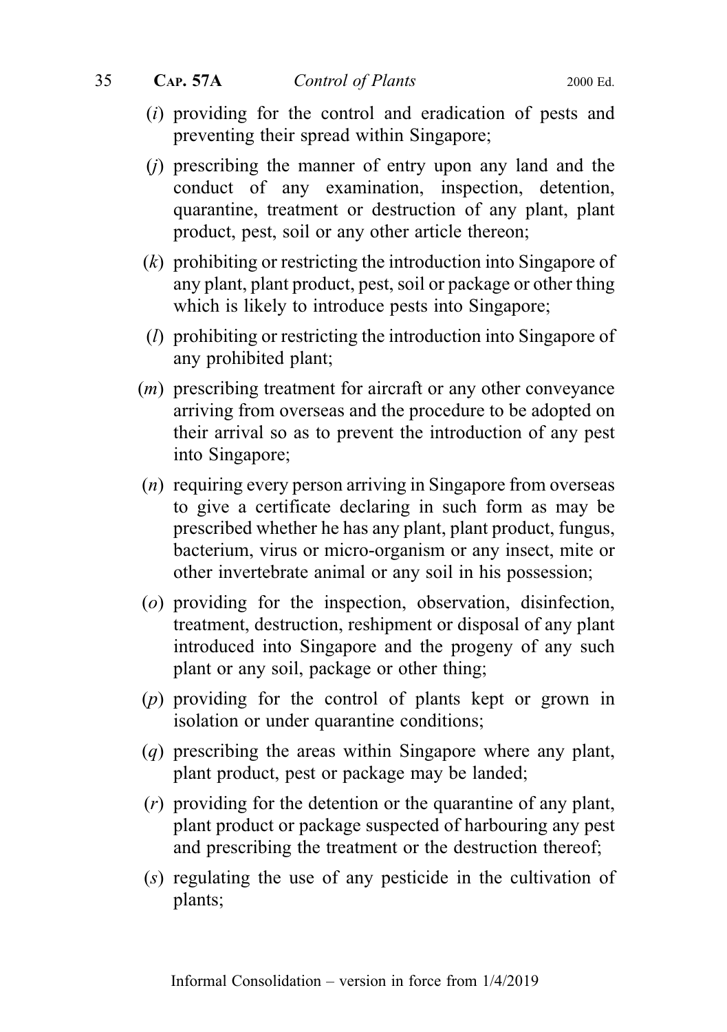(*i*) providing for the control and eradication of pests and preventing their spread within Singapore;

(*j*) prescribing the manner of entry upon any land and the conduct of any examination, inspection, detention, quarantine, treatment or destruction of any plant, plant product, pest, soil or any other article thereon;

(*k*) prohibiting or restricting the introduction into Singapore of any plant, plant product, pest, soil or package or other thing which is likely to introduce pests into Singapore;

(*l*) prohibiting or restricting the introduction into Singapore of any prohibited plant;

(*m*) prescribing treatment for aircraft or any other conveyance arriving from overseas and the procedure to be adopted on their arrival so as to prevent the introduction of any pest into Singapore;

(*n*) requiring every person arriving in Singapore from overseas to give a certificate declaring in such form as may be prescribed whether he has any plant, plant product, fungus, bacterium, virus or micro-organism or any insect, mite or other invertebrate animal or any soil in his possession;

(*o*) providing for the inspection, observation, disinfection, treatment, destruction, reshipment or disposal of any plant introduced into Singapore and the progeny of any such plant or any soil, package or other thing;

(*p*) providing for the control of plants kept or grown in isolation or under quarantine conditions;

(*q*) prescribing the areas within Singapore where any plant, plant product, pest or package may be landed;

(*r*) providing for the detention or the quarantine of any plant, plant product or package suspected of harbouring any pest and prescribing the treatment or the destruction thereof;

(*s*) regulating the use of any pesticide in the cultivation of plants;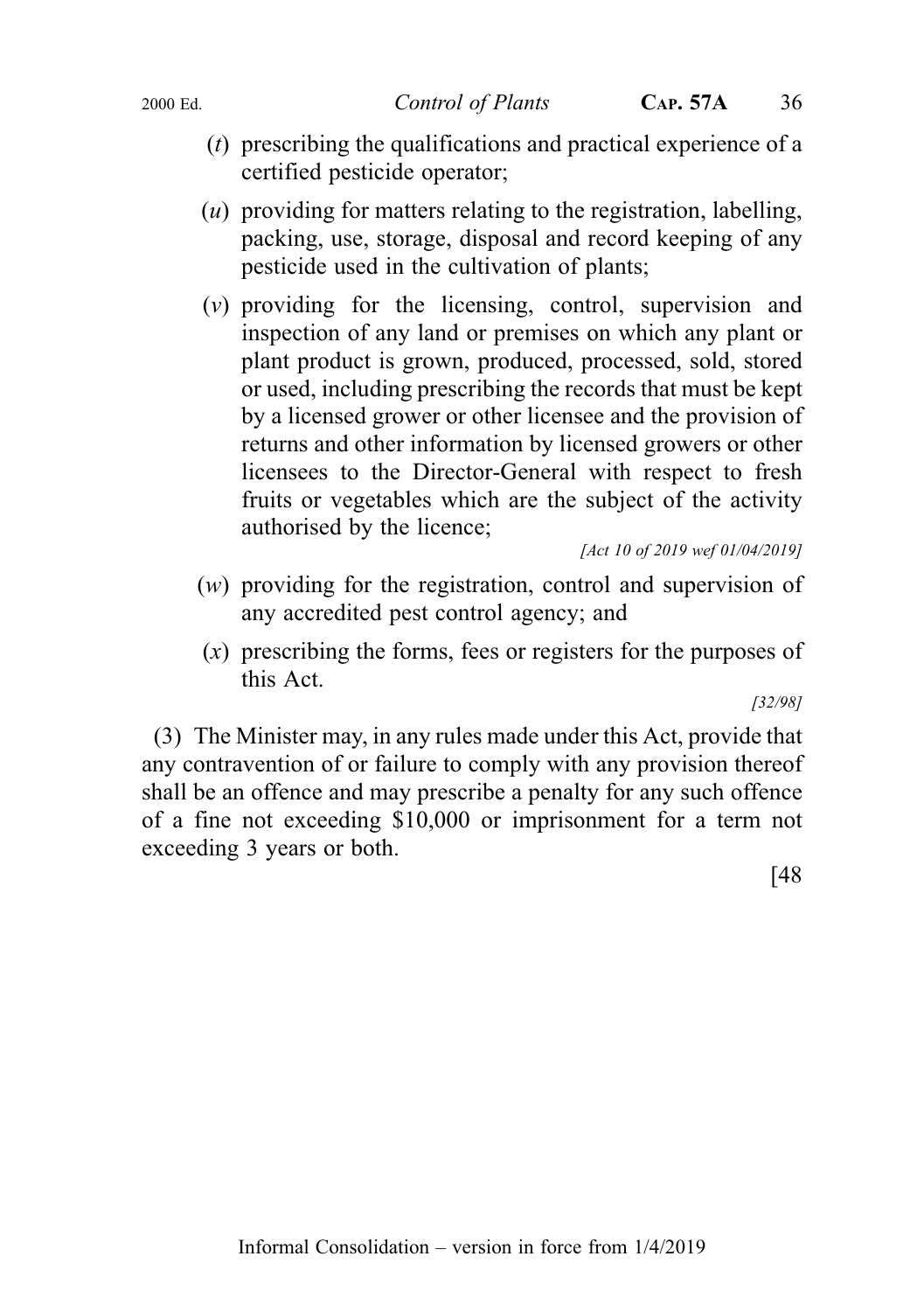(*t*) prescribing the qualifications and practical experience of a certified pesticide operator;

(*u*) providing for matters relating to the registration, labelling, packing, use, storage, disposal and record keeping of any pesticide used in the cultivation of plants;

(*v*) providing for the licensing, control, supervision and inspection of any land or premises on which any plant or plant product is grown, produced, processed, sold, stored or used, including prescribing the records that must be kept by a licensed grower or other licensee and the provision of returns and other information by licensed growers or other licensees to the Director-General with respect to fresh fruits or vegetables which are the subject of the activity authorised by the licence;

*[Act 10 of 2019 wef 01/04/2019]*

(*w*) providing for the registration, control and supervision of any accredited pest control agency; and

(*x*) prescribing the forms, fees or registers for the purposes of this Act.

*[32/98]*

(3) The Minister may, in any rules made under this Act, provide that any contravention of or failure to comply with any provision thereof shall be an offence and may prescribe a penalty for any such offence of a fine not exceeding $10,000 or imprisonment for a term not exceeding 3 years or both.

[48

Informal Consolidation – version in force from 1/4/2019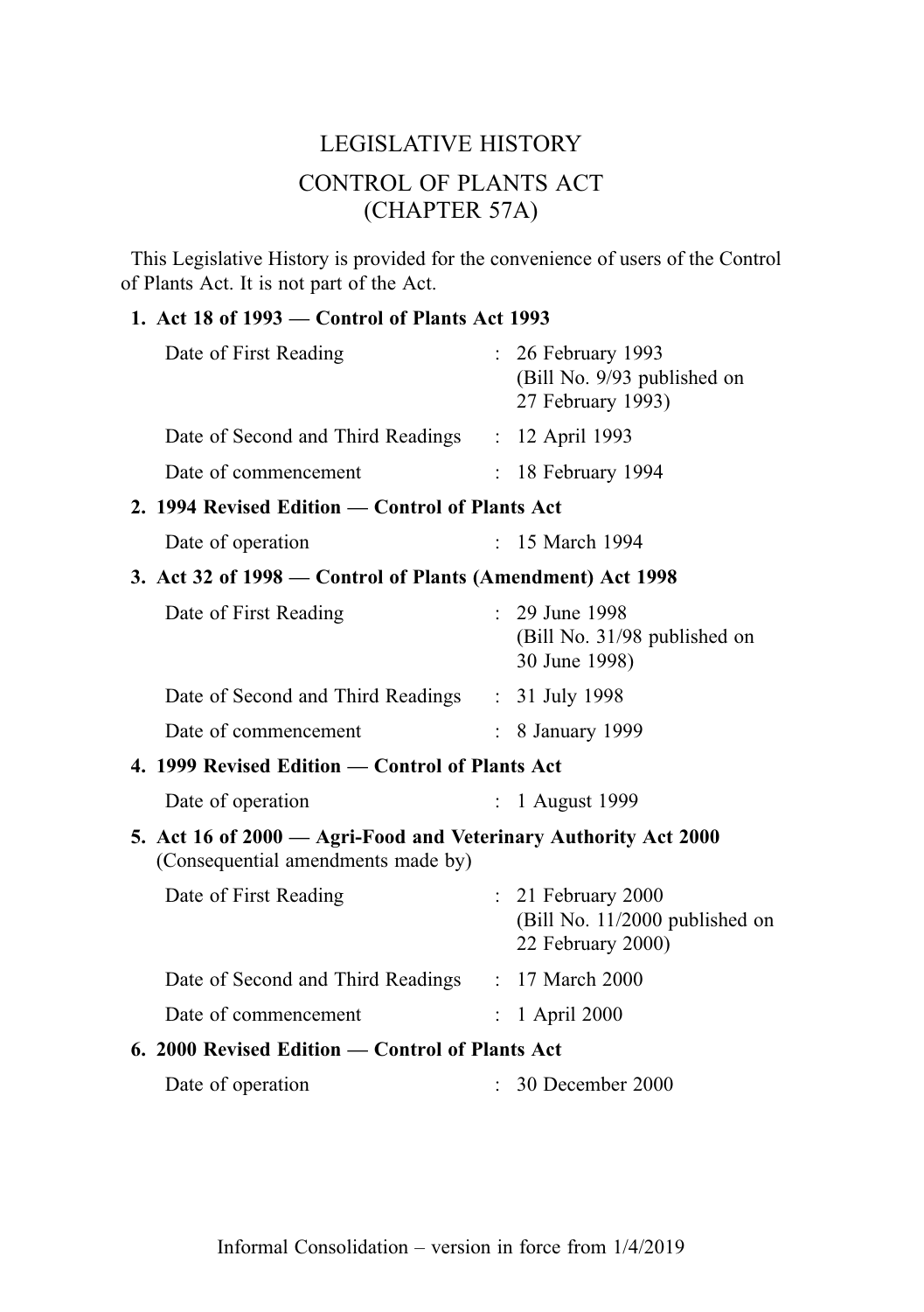# LEGISLATIVE HISTORY

# CONTROL OF PLANTS ACT
# (CHAPTER 57A)

This Legislative History is provided for the convenience of users of the Control of Plants Act. It is not part of the Act.

**1. Act 18 of 1993 — Control of Plants Act 1993**

| | | |
|---|---|---|
| Date of First Reading | : | 26 February 1993 (Bill No. 9/93 published on 27 February 1993) |
| Date of Second and Third Readings | : | 12 April 1993 |
| Date of commencement | : | 18 February 1994 |

**2. 1994 Revised Edition — Control of Plants Act**

| | | |
|---|---|---|
| Date of operation | : | 15 March 1994 |

**3. Act 32 of 1998 — Control of Plants (Amendment) Act 1998**

| | | |
|---|---|---|
| Date of First Reading | : | 29 June 1998 (Bill No. 31/98 published on 30 June 1998) |
| Date of Second and Third Readings | : | 31 July 1998 |
| Date of commencement | : | 8 January 1999 |

**4. 1999 Revised Edition — Control of Plants Act**

| | | |
|---|---|---|
| Date of operation | : | 1 August 1999 |

**5. Act 16 of 2000 — Agri-Food and Veterinary Authority Act 2000**
(Consequential amendments made by)

| | | |
|---|---|---|
| Date of First Reading | : | 21 February 2000 (Bill No. 11/2000 published on 22 February 2000) |
| Date of Second and Third Readings | : | 17 March 2000 |
| Date of commencement | : | 1 April 2000 |

**6. 2000 Revised Edition — Control of Plants Act**

| | | |
|---|---|---|
| Date of operation | : | 30 December 2000 |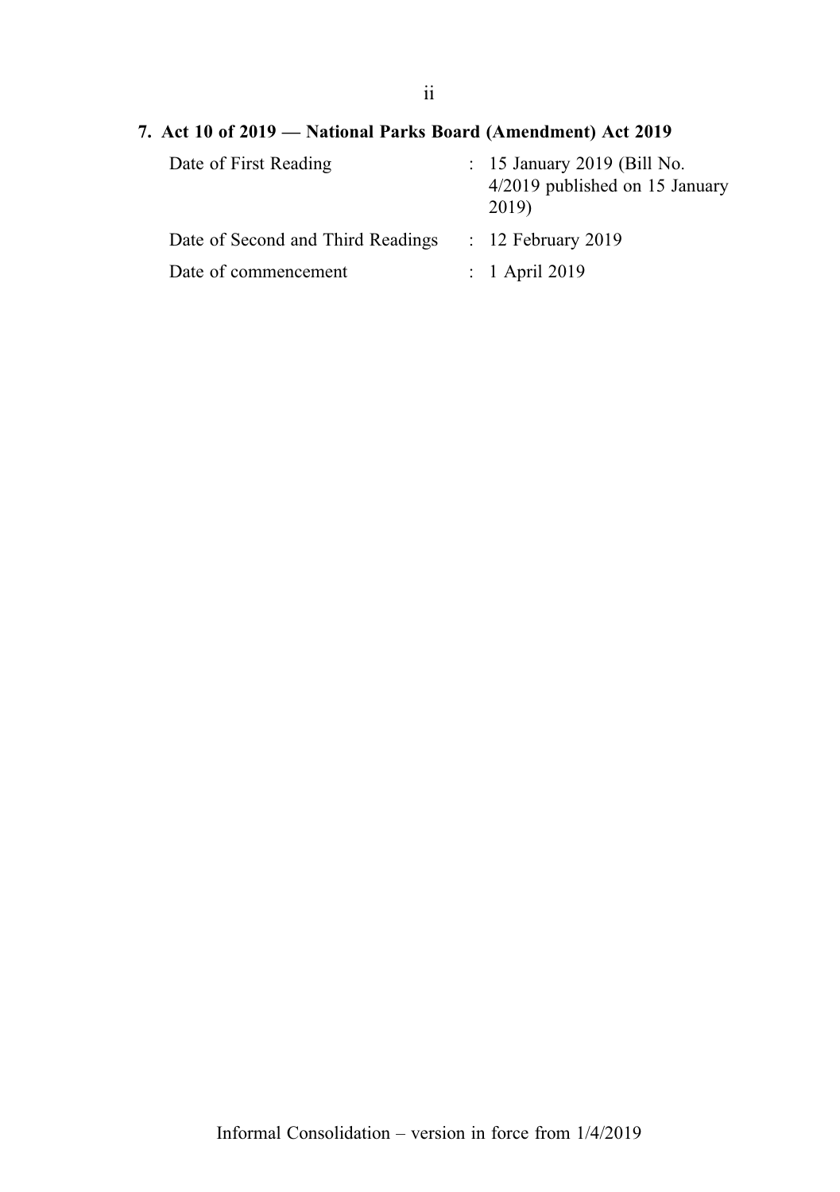**7. Act 10 of 2019 — National Parks Board (Amendment) Act 2019**

| | | |
|---|---|---|
| Date of First Reading | : | 15 January 2019 (Bill No. 4/2019 published on 15 January 2019) |
| Date of Second and Third Readings | : | 12 February 2019 |
| Date of commencement | : | 1 April 2019 |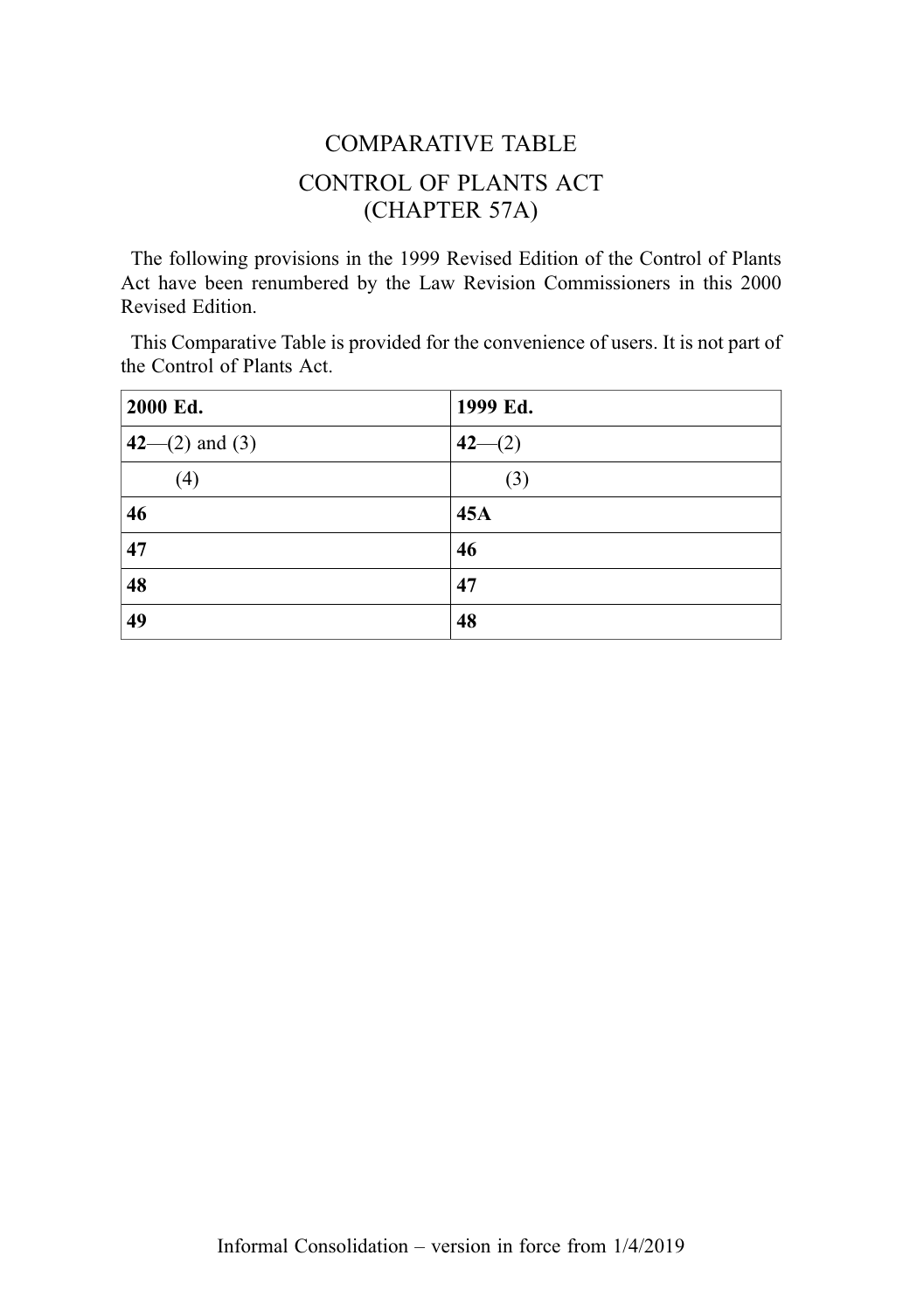# COMPARATIVE TABLE

## CONTROL OF PLANTS ACT
## (CHAPTER 57A)

The following provisions in the 1999 Revised Edition of the Control of Plants Act have been renumbered by the Law Revision Commissioners in this 2000 Revised Edition.

This Comparative Table is provided for the convenience of users. It is not part of the Control of Plants Act.

| 2000 Ed. | 1999 Ed. |
| --- | --- |
| **42**—(2) and (3) | **42**—(2) |
| (4) | (3) |
| **46** | **45A** |
| **47** | **46** |
| **48** | **47** |
| **49** | **48** |

Informal Consolidation – version in force from 1/4/2019